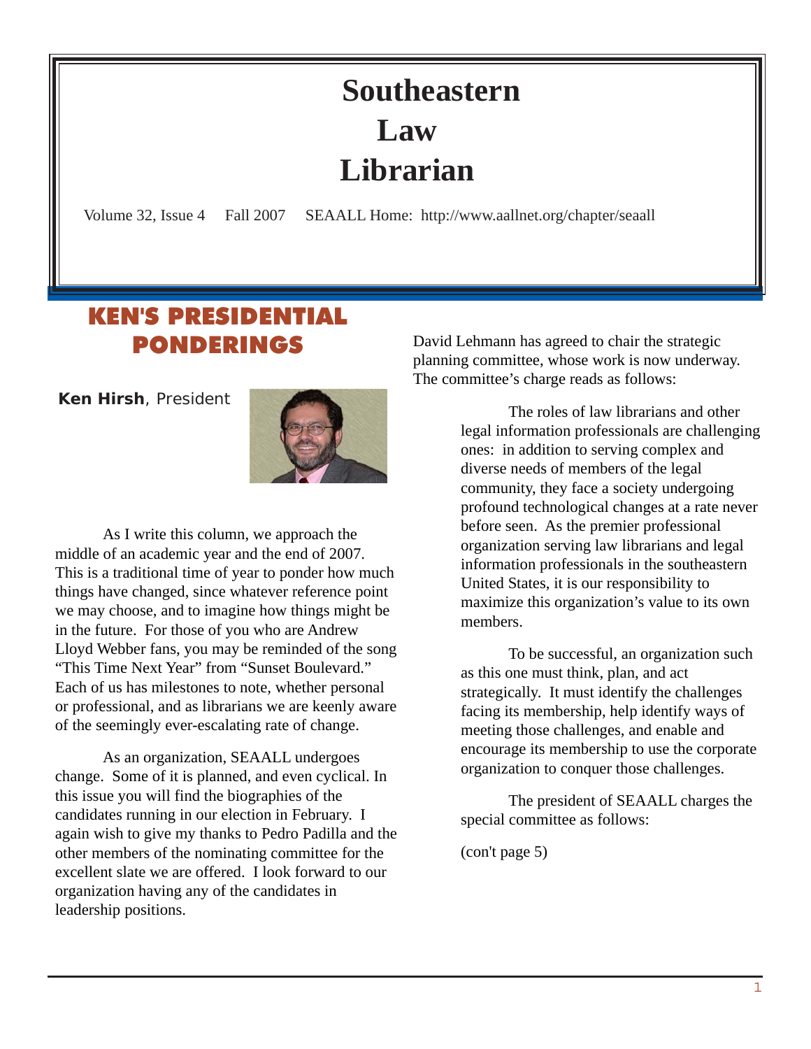# Southeastern Law Librarian

Volume 32, Issue 4 Fall 2007 SEAALL Home: http://www.aallnet.org/chapter/seaall

## KEN'S PRESIDENTIAL PONDERINGS

**Ken Hirsh**, President

As I write this column, we approach the middle of an academic year and the end of 2007. This is a traditional time of year to ponder how much things have changed, since whatever reference point we may choose, and to imagine how things might be in the future. For those of you who are Andrew Lloyd Webber fans, you may be reminded of the song "This Time Next Year" from "Sunset Boulevard." Each of us has milestones to note, whether personal or professional, and as librarians we are keenly aware of the seemingly ever-escalating rate of change.

As an organization, SEAALL undergoes change. Some of it is planned, and even cyclical. In this issue you will find the biographies of the candidates running in our election in February. I again wish to give my thanks to Pedro Padilla and the other members of the nominating committee for the excellent slate we are offered. I look forward to our organization having any of the candidates in leadership positions.

David Lehmann has agreed to chair the strategic planning committee, whose work is now underway. The committee's charge reads as follows:

> The roles of law librarians and other legal information professionals are challenging ones: in addition to serving complex and diverse needs of members of the legal community, they face a society undergoing profound technological changes at a rate never before seen. As the premier professional organization serving law librarians and legal information professionals in the southeastern United States, it is our responsibility to maximize this organization's value to its own members.
>
> To be successful, an organization such as this one must think, plan, and act strategically. It must identify the challenges facing its membership, help identify ways of meeting those challenges, and enable and encourage its membership to use the corporate organization to conquer those challenges.
>
> The president of SEAALL charges the special committee as follows:
>
> (con't page 5)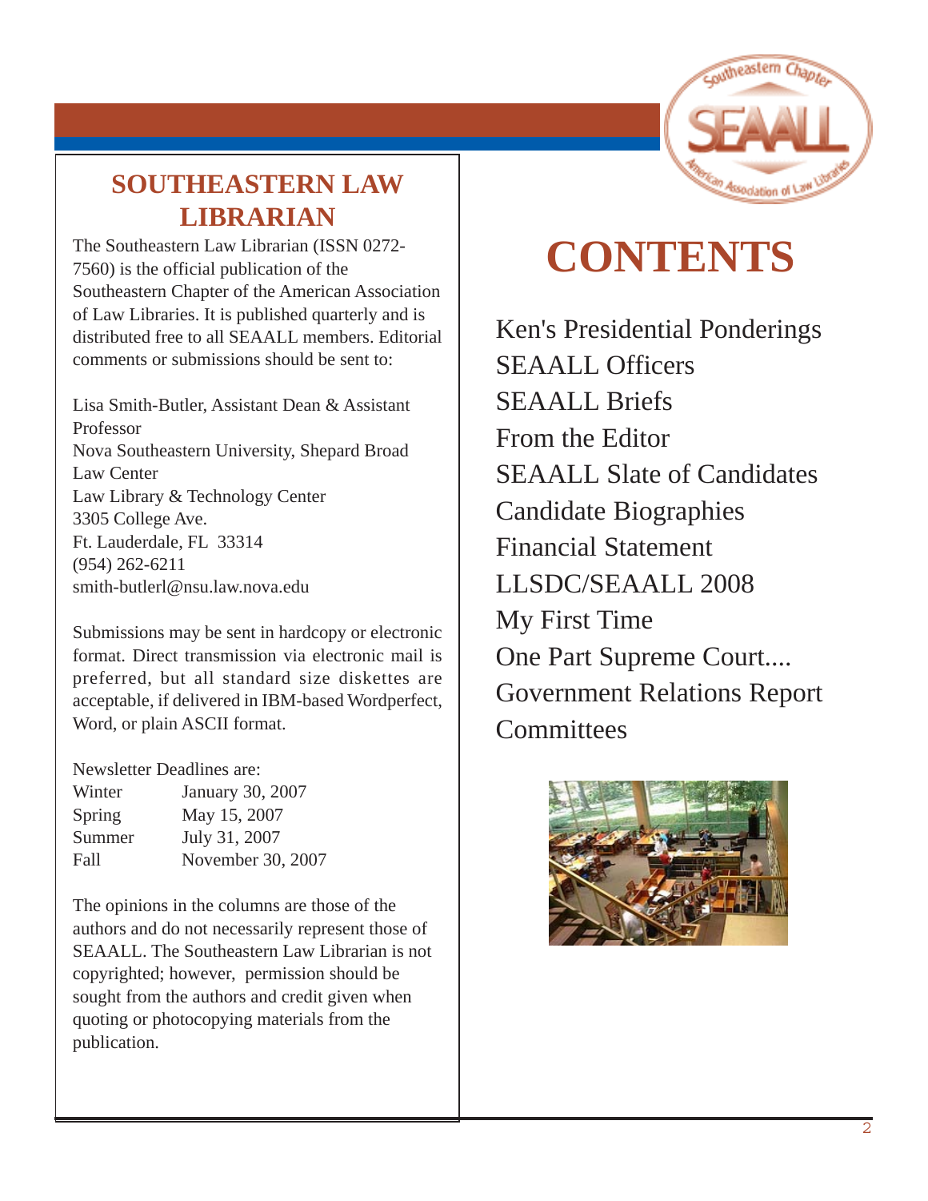## SOUTHEASTERN LAW LIBRARIAN

The Southeastern Law Librarian (ISSN 0272-7560) is the official publication of the Southeastern Chapter of the American Association of Law Libraries. It is published quarterly and is distributed free to all SEAALL members. Editorial comments or submissions should be sent to:

Lisa Smith-Butler, Assistant Dean & Assistant Professor
Nova Southeastern University, Shepard Broad Law Center
Law Library & Technology Center
3305 College Ave.
Ft. Lauderdale, FL 33314
(954) 262-6211
smith-butlerl@nsu.law.nova.edu

Submissions may be sent in hardcopy or electronic format. Direct transmission via electronic mail is preferred, but all standard size diskettes are acceptable, if delivered in IBM-based Wordperfect, Word, or plain ASCII format.

Newsletter Deadlines are:

| | |
|---|---|
| Winter | January 30, 2007 |
| Spring | May 15, 2007 |
| Summer | July 31, 2007 |
| Fall | November 30, 2007 |

The opinions in the columns are those of the authors and do not necessarily represent those of SEAALL. The Southeastern Law Librarian is not copyrighted; however, permission should be sought from the authors and credit given when quoting or photocopying materials from the publication.

# CONTENTS

Ken's Presidential Ponderings
SEAALL Officers
SEAALL Briefs
From the Editor
SEAALL Slate of Candidates
Candidate Biographies
Financial Statement
LLSDC/SEAALL 2008
My First Time
One Part Supreme Court....
Government Relations Report
Committees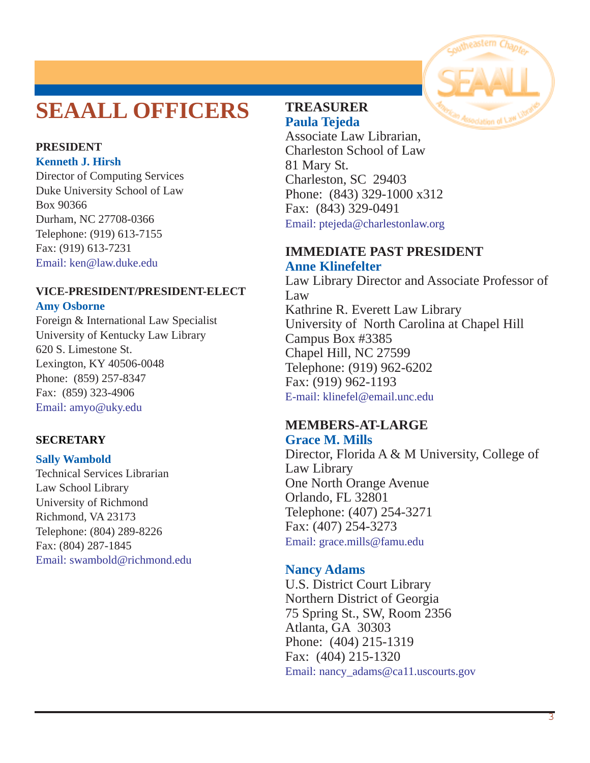# SEAALL OFFICERS

### PRESIDENT

**Kenneth J. Hirsh**
Director of Computing Services
Duke University School of Law
Box 90366
Durham, NC 27708-0366
Telephone: (919) 613-7155
Fax: (919) 613-7231
Email: ken@law.duke.edu

### VICE-PRESIDENT/PRESIDENT-ELECT

**Amy Osborne**
Foreign & International Law Specialist
University of Kentucky Law Library
620 S. Limestone St.
Lexington, KY 40506-0048
Phone: (859) 257-8347
Fax: (859) 323-4906
Email: amyo@uky.edu

### SECRETARY

**Sally Wambold**
Technical Services Librarian
Law School Library
University of Richmond
Richmond, VA 23173
Telephone: (804) 289-8226
Fax: (804) 287-1845
Email: swambold@richmond.edu

### TREASURER

**Paula Tejeda**
Associate Law Librarian,
Charleston School of Law
81 Mary St.
Charleston, SC 29403
Phone: (843) 329-1000 x312
Fax: (843) 329-0491
Email: ptejeda@charlestonlaw.org

### IMMEDIATE PAST PRESIDENT

**Anne Klinefelter**
Law Library Director and Associate Professor of Law
Kathrine R. Everett Law Library
University of North Carolina at Chapel Hill
Campus Box #3385
Chapel Hill, NC 27599
Telephone: (919) 962-6202
Fax: (919) 962-1193
E-mail: klinefel@email.unc.edu

### MEMBERS-AT-LARGE

**Grace M. Mills**
Director, Florida A & M University, College of Law Library
One North Orange Avenue
Orlando, FL 32801
Telephone: (407) 254-3271
Fax: (407) 254-3273
Email: grace.mills@famu.edu

**Nancy Adams**
U.S. District Court Library
Northern District of Georgia
75 Spring St., SW, Room 2356
Atlanta, GA 30303
Phone: (404) 215-1319
Fax: (404) 215-1320
Email: nancy_adams@ca11.uscourts.gov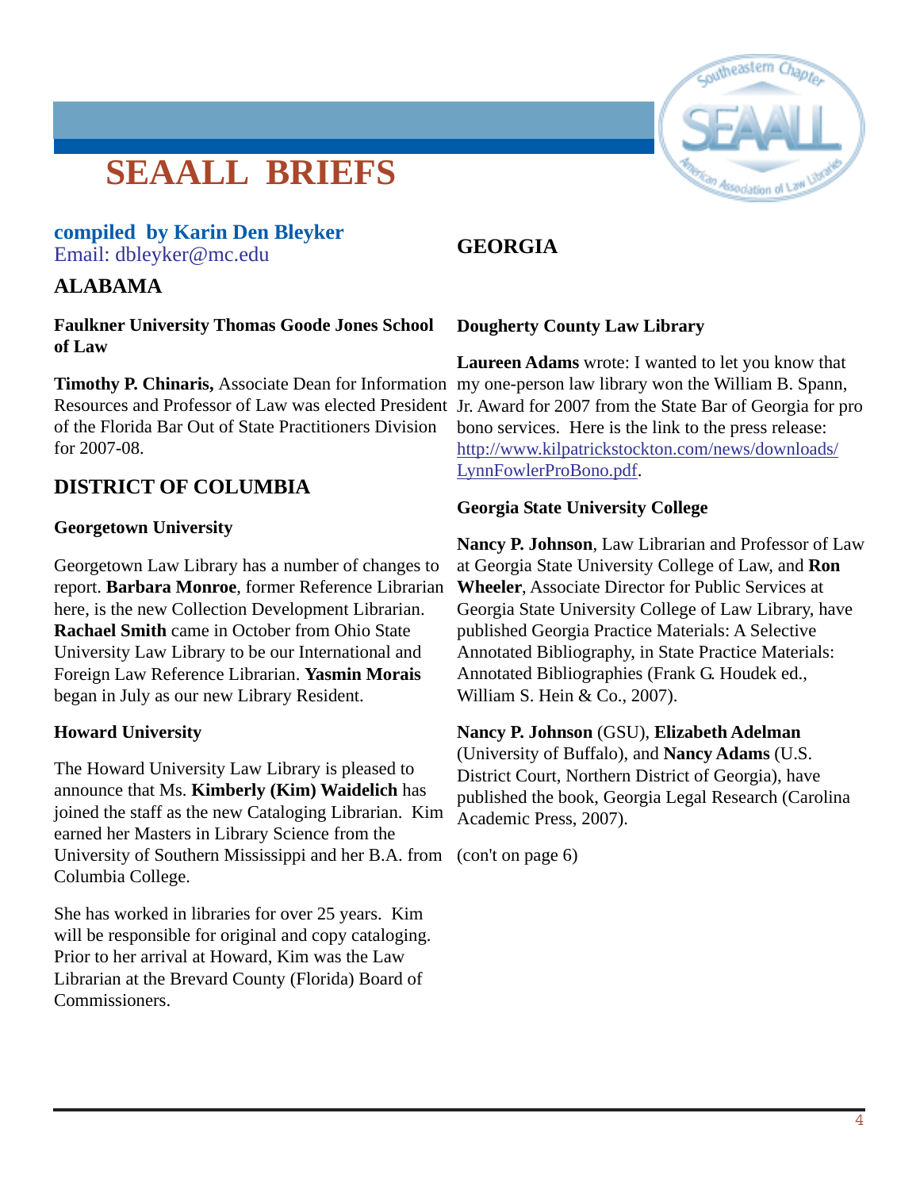# SEAALL BRIEFS

**compiled by Karin Den Bleyker**
Email: dbleyker@mc.edu

## ALABAMA

### Faulkner University Thomas Goode Jones School of Law

**Timothy P. Chinaris,** Associate Dean for Information Resources and Professor of Law was elected President of the Florida Bar Out of State Practitioners Division for 2007-08.

## DISTRICT OF COLUMBIA

### Georgetown University

Georgetown Law Library has a number of changes to report. **Barbara Monroe**, former Reference Librarian here, is the new Collection Development Librarian. **Rachael Smith** came in October from Ohio State University Law Library to be our International and Foreign Law Reference Librarian. **Yasmin Morais** began in July as our new Library Resident.

### Howard University

The Howard University Law Library is pleased to announce that Ms. **Kimberly (Kim) Waidelich** has joined the staff as the new Cataloging Librarian. Kim earned her Masters in Library Science from the University of Southern Mississippi and her B.A. from Columbia College.

She has worked in libraries for over 25 years. Kim will be responsible for original and copy cataloging. Prior to her arrival at Howard, Kim was the Law Librarian at the Brevard County (Florida) Board of Commissioners.

## GEORGIA

### Dougherty County Law Library

**Laureen Adams** wrote: I wanted to let you know that my one-person law library won the William B. Spann, Jr. Award for 2007 from the State Bar of Georgia for pro bono services. Here is the link to the press release: http://www.kilpatrickstockton.com/news/downloads/LynnFowlerProBono.pdf.

### Georgia State University College

**Nancy P. Johnson**, Law Librarian and Professor of Law at Georgia State University College of Law, and **Ron Wheeler**, Associate Director for Public Services at Georgia State University College of Law Library, have published Georgia Practice Materials: A Selective Annotated Bibliography, in State Practice Materials: Annotated Bibliographies (Frank G. Houdek ed., William S. Hein & Co., 2007).

**Nancy P. Johnson** (GSU), **Elizabeth Adelman** (University of Buffalo), and **Nancy Adams** (U.S. District Court, Northern District of Georgia), have published the book, Georgia Legal Research (Carolina Academic Press, 2007).

(con't on page 6)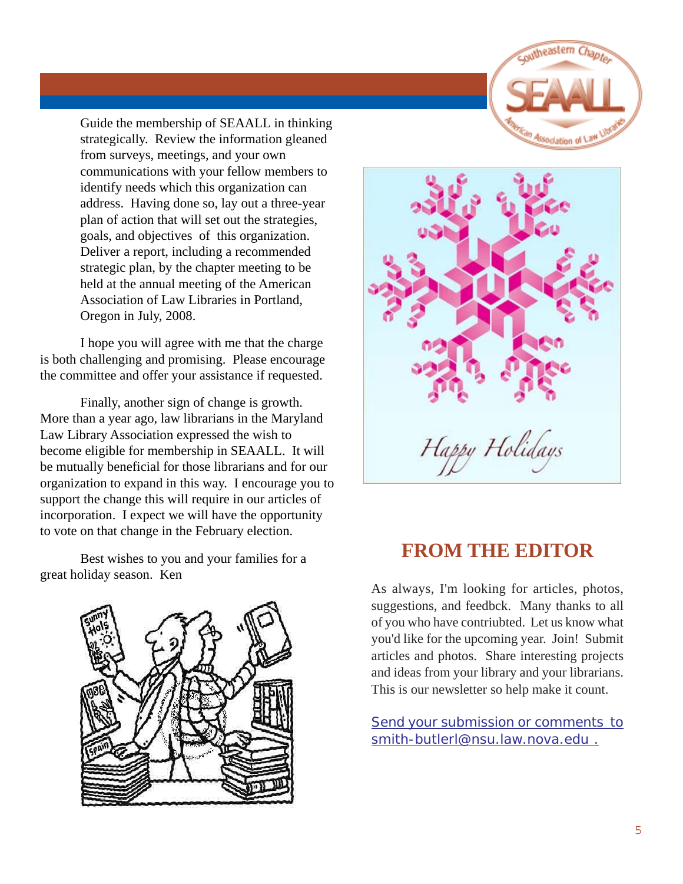Guide the membership of SEAALL in thinking strategically. Review the information gleaned from surveys, meetings, and your own communications with your fellow members to identify needs which this organization can address. Having done so, lay out a three-year plan of action that will set out the strategies, goals, and objectives of this organization. Deliver a report, including a recommended strategic plan, by the chapter meeting to be held at the annual meeting of the American Association of Law Libraries in Portland, Oregon in July, 2008.

I hope you will agree with me that the charge is both challenging and promising. Please encourage the committee and offer your assistance if requested.

Finally, another sign of change is growth. More than a year ago, law librarians in the Maryland Law Library Association expressed the wish to become eligible for membership in SEAALL. It will be mutually beneficial for those librarians and for our organization to expand in this way. I encourage you to support the change this will require in our articles of incorporation. I expect we will have the opportunity to vote on that change in the February election.

Best wishes to you and your families for a great holiday season. Ken

## FROM THE EDITOR

As always, I'm looking for articles, photos, suggestions, and feedbck. Many thanks to all of you who have contriubted. Let us know what you'd like for the upcoming year. Join! Submit articles and photos. Share interesting projects and ideas from your library and your librarians. This is our newsletter so help make it count.

Send your submission or comments to smith-butlerl@nsu.law.nova.edu .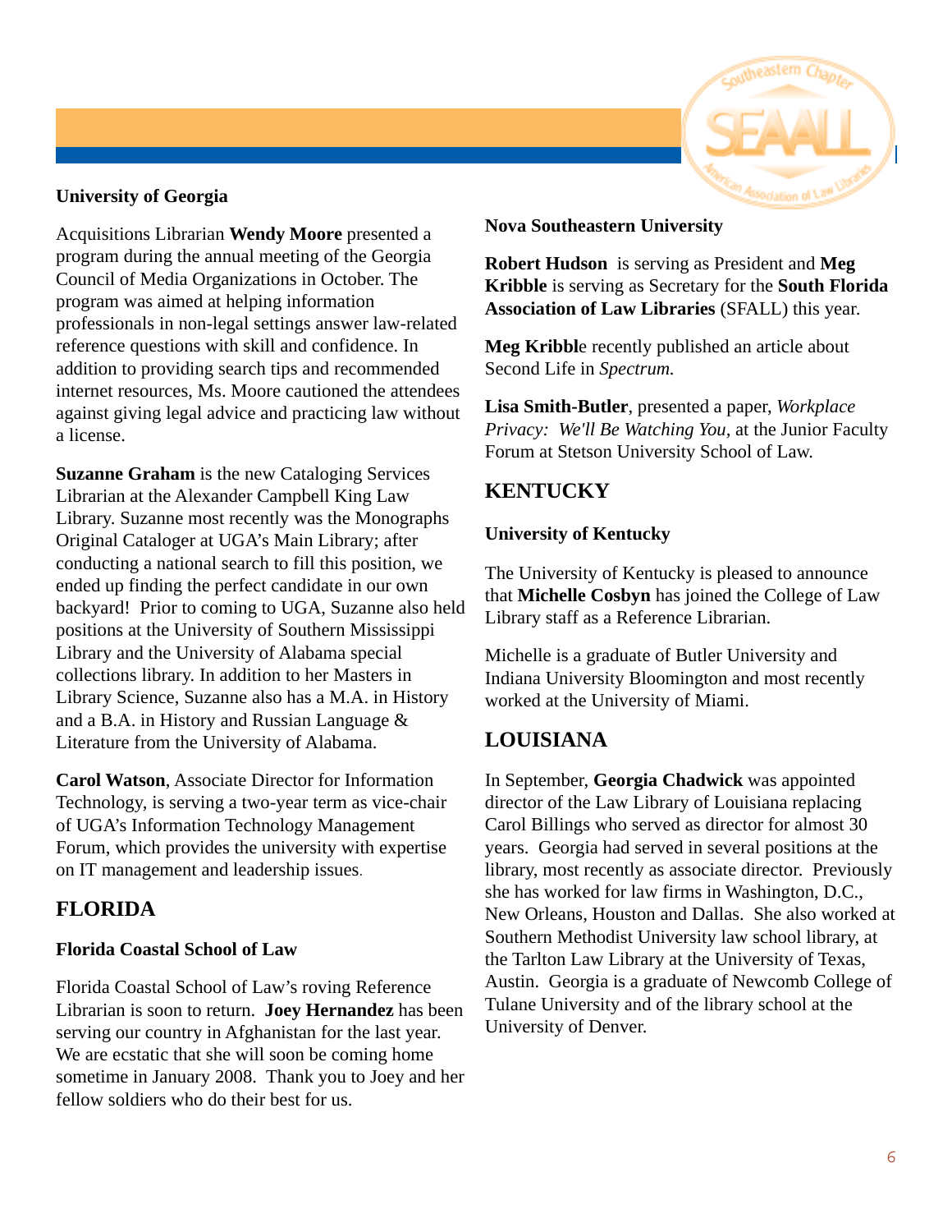### University of Georgia

Acquisitions Librarian **Wendy Moore** presented a program during the annual meeting of the Georgia Council of Media Organizations in October. The program was aimed at helping information professionals in non-legal settings answer law-related reference questions with skill and confidence. In addition to providing search tips and recommended internet resources, Ms. Moore cautioned the attendees against giving legal advice and practicing law without a license.

**Suzanne Graham** is the new Cataloging Services Librarian at the Alexander Campbell King Law Library. Suzanne most recently was the Monographs Original Cataloger at UGA's Main Library; after conducting a national search to fill this position, we ended up finding the perfect candidate in our own backyard! Prior to coming to UGA, Suzanne also held positions at the University of Southern Mississippi Library and the University of Alabama special collections library. In addition to her Masters in Library Science, Suzanne also has a M.A. in History and a B.A. in History and Russian Language & Literature from the University of Alabama.

**Carol Watson**, Associate Director for Information Technology, is serving a two-year term as vice-chair of UGA's Information Technology Management Forum, which provides the university with expertise on IT management and leadership issues.

## FLORIDA

### Florida Coastal School of Law

Florida Coastal School of Law's roving Reference Librarian is soon to return. **Joey Hernandez** has been serving our country in Afghanistan for the last year. We are ecstatic that she will soon be coming home sometime in January 2008. Thank you to Joey and her fellow soldiers who do their best for us.

### Nova Southeastern University

**Robert Hudson** is serving as President and **Meg Kribble** is serving as Secretary for the **South Florida Association of Law Libraries** (SFALL) this year.

**Meg Kribbl**e recently published an article about Second Life in *Spectrum.*

**Lisa Smith-Butler**, presented a paper, *Workplace Privacy: We'll Be Watching You*, at the Junior Faculty Forum at Stetson University School of Law.

## KENTUCKY

### University of Kentucky

The University of Kentucky is pleased to announce that **Michelle Cosbyn** has joined the College of Law Library staff as a Reference Librarian.

Michelle is a graduate of Butler University and Indiana University Bloomington and most recently worked at the University of Miami.

## LOUISIANA

In September, **Georgia Chadwick** was appointed director of the Law Library of Louisiana replacing Carol Billings who served as director for almost 30 years. Georgia had served in several positions at the library, most recently as associate director. Previously she has worked for law firms in Washington, D.C., New Orleans, Houston and Dallas. She also worked at Southern Methodist University law school library, at the Tarlton Law Library at the University of Texas, Austin. Georgia is a graduate of Newcomb College of Tulane University and of the library school at the University of Denver.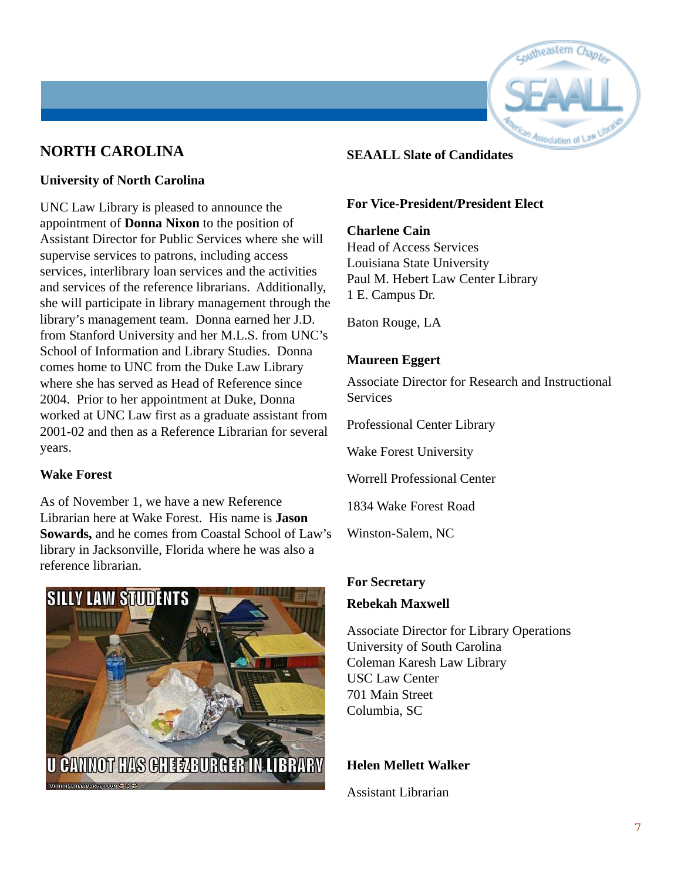## NORTH CAROLINA

### University of North Carolina

UNC Law Library is pleased to announce the appointment of **Donna Nixon** to the position of Assistant Director for Public Services where she will supervise services to patrons, including access services, interlibrary loan services and the activities and services of the reference librarians. Additionally, she will participate in library management through the library's management team. Donna earned her J.D. from Stanford University and her M.L.S. from UNC's School of Information and Library Studies. Donna comes home to UNC from the Duke Law Library where she has served as Head of Reference since 2004. Prior to her appointment at Duke, Donna worked at UNC Law first as a graduate assistant from 2001-02 and then as a Reference Librarian for several years.

### Wake Forest

As of November 1, we have a new Reference Librarian here at Wake Forest. His name is **Jason Sowards,** and he comes from Coastal School of Law's library in Jacksonville, Florida where he was also a reference librarian.

## SEAALL Slate of Candidates

### For Vice-President/President Elect

**Charlene Cain**
Head of Access Services
Louisiana State University
Paul M. Hebert Law Center Library
1 E. Campus Dr.

Baton Rouge, LA

**Maureen Eggert**

Associate Director for Research and Instructional Services

Professional Center Library

Wake Forest University

Worrell Professional Center

1834 Wake Forest Road

Winston-Salem, NC

### For Secretary

**Rebekah Maxwell**

Associate Director for Library Operations
University of South Carolina
Coleman Karesh Law Library
USC Law Center
701 Main Street
Columbia, SC

**Helen Mellett Walker**

Assistant Librarian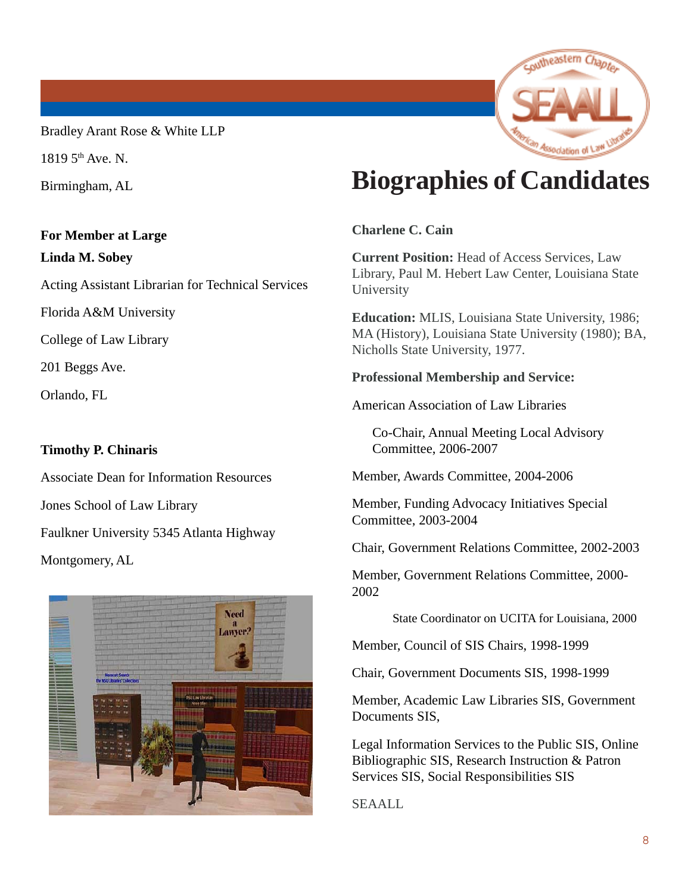Bradley Arant Rose & White LLP

1819 5th Ave. N.

Birmingham, AL

**For Member at Large**

**Linda M. Sobey**

Acting Assistant Librarian for Technical Services

Florida A&M University

College of Law Library

201 Beggs Ave.

Orlando, FL

**Timothy P. Chinaris**

Associate Dean for Information Resources

Jones School of Law Library

Faulkner University 5345 Atlanta Highway

Montgomery, AL

# Biographies of Candidates

**Charlene C. Cain**

**Current Position:** Head of Access Services, Law Library, Paul M. Hebert Law Center, Louisiana State University

**Education:** MLIS, Louisiana State University, 1986; MA (History), Louisiana State University (1980); BA, Nicholls State University, 1977.

**Professional Membership and Service:**

American Association of Law Libraries

Co-Chair, Annual Meeting Local Advisory Committee, 2006-2007

Member, Awards Committee, 2004-2006

Member, Funding Advocacy Initiatives Special Committee, 2003-2004

Chair, Government Relations Committee, 2002-2003

Member, Government Relations Committee, 2000-2002

State Coordinator on UCITA for Louisiana, 2000

Member, Council of SIS Chairs, 1998-1999

Chair, Government Documents SIS, 1998-1999

Member, Academic Law Libraries SIS, Government Documents SIS,

Legal Information Services to the Public SIS, Online Bibliographic SIS, Research Instruction & Patron Services SIS, Social Responsibilities SIS

SEAALL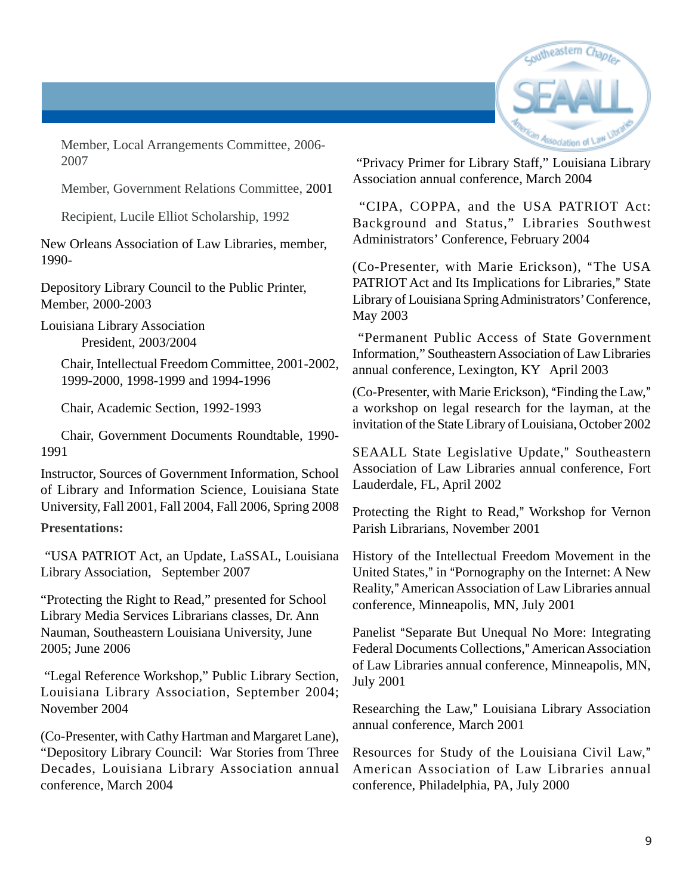Member, Local Arrangements Committee, 2006-2007

Member, Government Relations Committee, 2001

Recipient, Lucile Elliot Scholarship, 1992

New Orleans Association of Law Libraries, member, 1990-

Depository Library Council to the Public Printer, Member, 2000-2003

Louisiana Library Association

President, 2003/2004

Chair, Intellectual Freedom Committee, 2001-2002, 1999-2000, 1998-1999 and 1994-1996

Chair, Academic Section, 1992-1993

Chair, Government Documents Roundtable, 1990-1991

Instructor, Sources of Government Information, School of Library and Information Science, Louisiana State University, Fall 2001, Fall 2004, Fall 2006, Spring 2008

**Presentations:**

"USA PATRIOT Act, an Update, LaSSAL, Louisiana Library Association, September 2007

"Protecting the Right to Read," presented for School Library Media Services Librarians classes, Dr. Ann Nauman, Southeastern Louisiana University, June 2005; June 2006

"Legal Reference Workshop," Public Library Section, Louisiana Library Association, September 2004; November 2004

(Co-Presenter, with Cathy Hartman and Margaret Lane), "Depository Library Council: War Stories from Three Decades, Louisiana Library Association annual conference, March 2004

"Privacy Primer for Library Staff," Louisiana Library Association annual conference, March 2004

"CIPA, COPPA, and the USA PATRIOT Act: Background and Status," Libraries Southwest Administrators' Conference, February 2004

(Co-Presenter, with Marie Erickson), "The USA PATRIOT Act and Its Implications for Libraries," State Library of Louisiana Spring Administrators' Conference, May 2003

"Permanent Public Access of State Government Information," Southeastern Association of Law Libraries annual conference, Lexington, KY April 2003

(Co-Presenter, with Marie Erickson), "Finding the Law," a workshop on legal research for the layman, at the invitation of the State Library of Louisiana, October 2002

SEAALL State Legislative Update," Southeastern Association of Law Libraries annual conference, Fort Lauderdale, FL, April 2002

Protecting the Right to Read," Workshop for Vernon Parish Librarians, November 2001

History of the Intellectual Freedom Movement in the United States," in "Pornography on the Internet: A New Reality," American Association of Law Libraries annual conference, Minneapolis, MN, July 2001

Panelist "Separate But Unequal No More: Integrating Federal Documents Collections," American Association of Law Libraries annual conference, Minneapolis, MN, July 2001

Researching the Law," Louisiana Library Association annual conference, March 2001

Resources for Study of the Louisiana Civil Law," American Association of Law Libraries annual conference, Philadelphia, PA, July 2000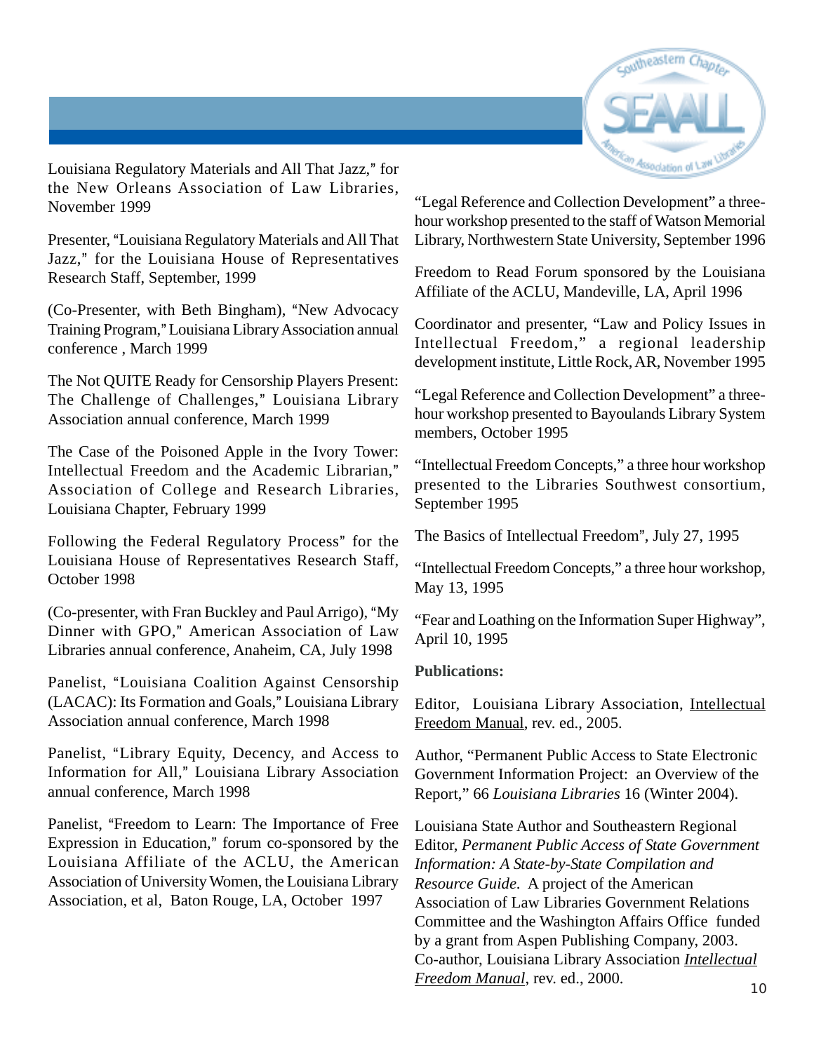Louisiana Regulatory Materials and All That Jazz," for the New Orleans Association of Law Libraries, November 1999

Presenter, "Louisiana Regulatory Materials and All That Jazz," for the Louisiana House of Representatives Research Staff, September, 1999

(Co-Presenter, with Beth Bingham), "New Advocacy Training Program," Louisiana Library Association annual conference , March 1999

The Not QUITE Ready for Censorship Players Present: The Challenge of Challenges," Louisiana Library Association annual conference, March 1999

The Case of the Poisoned Apple in the Ivory Tower: Intellectual Freedom and the Academic Librarian," Association of College and Research Libraries, Louisiana Chapter, February 1999

Following the Federal Regulatory Process" for the Louisiana House of Representatives Research Staff, October 1998

(Co-presenter, with Fran Buckley and Paul Arrigo), "My Dinner with GPO," American Association of Law Libraries annual conference, Anaheim, CA, July 1998

Panelist, "Louisiana Coalition Against Censorship (LACAC): Its Formation and Goals," Louisiana Library Association annual conference, March 1998

Panelist, "Library Equity, Decency, and Access to Information for All," Louisiana Library Association annual conference, March 1998

Panelist, "Freedom to Learn: The Importance of Free Expression in Education," forum co-sponsored by the Louisiana Affiliate of the ACLU, the American Association of University Women, the Louisiana Library Association, et al, Baton Rouge, LA, October 1997

"Legal Reference and Collection Development" a three-hour workshop presented to the staff of Watson Memorial Library, Northwestern State University, September 1996

Freedom to Read Forum sponsored by the Louisiana Affiliate of the ACLU, Mandeville, LA, April 1996

Coordinator and presenter, "Law and Policy Issues in Intellectual Freedom," a regional leadership development institute, Little Rock, AR, November 1995

"Legal Reference and Collection Development" a three-hour workshop presented to Bayoulands Library System members, October 1995

"Intellectual Freedom Concepts," a three hour workshop presented to the Libraries Southwest consortium, September 1995

The Basics of Intellectual Freedom", July 27, 1995

"Intellectual Freedom Concepts," a three hour workshop, May 13, 1995

"Fear and Loathing on the Information Super Highway", April 10, 1995

**Publications:**

Editor, Louisiana Library Association, Intellectual Freedom Manual, rev. ed., 2005.

Author, "Permanent Public Access to State Electronic Government Information Project: an Overview of the Report," 66 *Louisiana Libraries* 16 (Winter 2004).

Louisiana State Author and Southeastern Regional Editor, *Permanent Public Access of State Government Information: A State-by-State Compilation and Resource Guide*. A project of the American Association of Law Libraries Government Relations Committee and the Washington Affairs Office funded by a grant from Aspen Publishing Company, 2003.
Co-author, Louisiana Library Association *Intellectual Freedom Manual*, rev. ed., 2000.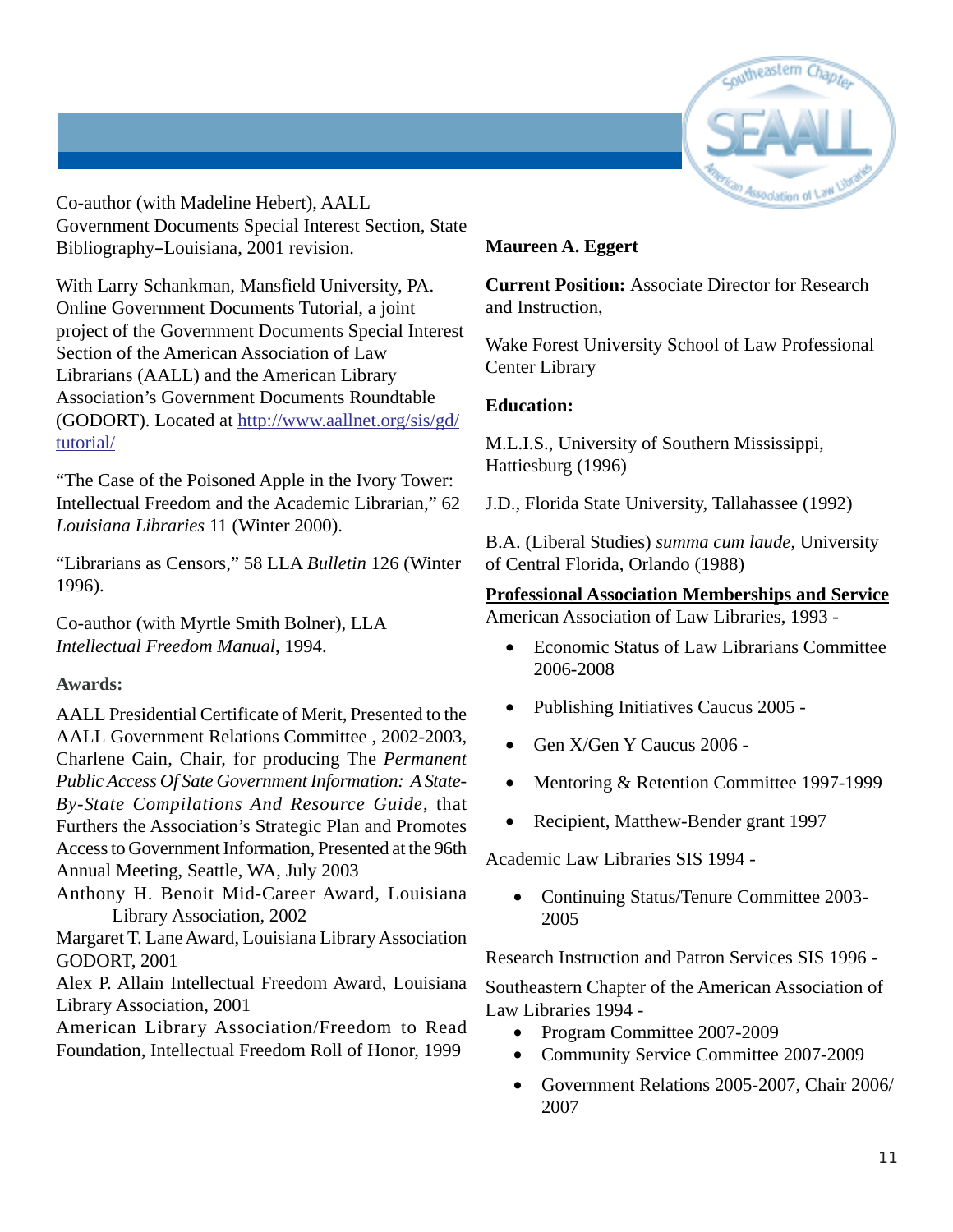Co-author (with Madeline Hebert), AALL Government Documents Special Interest Section, State Bibliography–Louisiana, 2001 revision.

With Larry Schankman, Mansfield University, PA. Online Government Documents Tutorial, a joint project of the Government Documents Special Interest Section of the American Association of Law Librarians (AALL) and the American Library Association's Government Documents Roundtable (GODORT). Located at [http://www.aallnet.org/sis/gd/tutorial/](http://www.aallnet.org/sis/gd/tutorial/)

"The Case of the Poisoned Apple in the Ivory Tower: Intellectual Freedom and the Academic Librarian," 62 *Louisiana Libraries* 11 (Winter 2000).

"Librarians as Censors," 58 LLA *Bulletin* 126 (Winter 1996).

Co-author (with Myrtle Smith Bolner), LLA *Intellectual Freedom Manual*, 1994.

**Awards:**

AALL Presidential Certificate of Merit, Presented to the AALL Government Relations Committee , 2002-2003, Charlene Cain, Chair, for producing The *Permanent Public Access Of Sate Government Information: A State-By-State Compilations And Resource Guide*, that Furthers the Association's Strategic Plan and Promotes Access to Government Information, Presented at the 96th Annual Meeting, Seattle, WA, July 2003

Anthony H. Benoit Mid-Career Award, Louisiana Library Association, 2002

Margaret T. Lane Award, Louisiana Library Association GODORT, 2001

Alex P. Allain Intellectual Freedom Award, Louisiana Library Association, 2001

American Library Association/Freedom to Read Foundation, Intellectual Freedom Roll of Honor, 1999

**Maureen A. Eggert**

**Current Position:** Associate Director for Research and Instruction,

Wake Forest University School of Law Professional Center Library

**Education:**

M.L.I.S., University of Southern Mississippi, Hattiesburg (1996)

J.D., Florida State University, Tallahassee (1992)

B.A. (Liberal Studies) *summa cum laude*, University of Central Florida, Orlando (1988)

**Professional Association Memberships and Service**

American Association of Law Libraries, 1993 -

- Economic Status of Law Librarians Committee 2006-2008
- Publishing Initiatives Caucus 2005 -
- Gen X/Gen Y Caucus 2006 -
- Mentoring & Retention Committee 1997-1999
- Recipient, Matthew-Bender grant 1997

Academic Law Libraries SIS 1994 -

- Continuing Status/Tenure Committee 2003-2005

Research Instruction and Patron Services SIS 1996 -

Southeastern Chapter of the American Association of Law Libraries 1994 -

- Program Committee 2007-2009
- Community Service Committee 2007-2009
- Government Relations 2005-2007, Chair 2006/2007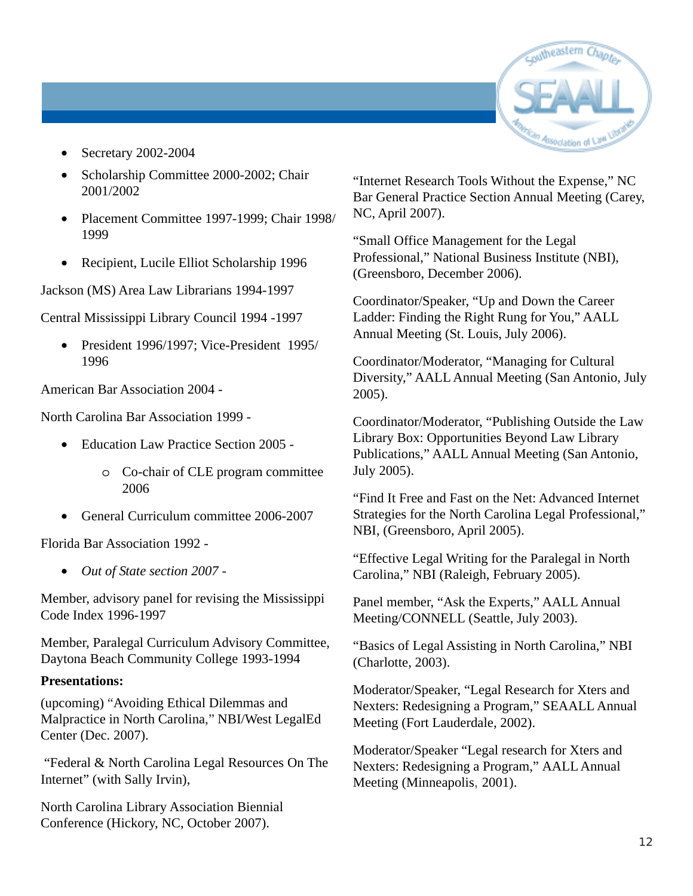- Secretary 2002-2004
- Scholarship Committee 2000-2002; Chair 2001/2002
- Placement Committee 1997-1999; Chair 1998/1999
- Recipient, Lucile Elliot Scholarship 1996

Jackson (MS) Area Law Librarians 1994-1997

Central Mississippi Library Council 1994 -1997

- President 1996/1997; Vice-President 1995/1996

American Bar Association 2004 -

North Carolina Bar Association 1999 -

- Education Law Practice Section 2005 -
    - Co-chair of CLE program committee 2006
- General Curriculum committee 2006-2007

Florida Bar Association 1992 -

- *Out of State section 2007 -*

Member, advisory panel for revising the Mississippi Code Index 1996-1997

Member, Paralegal Curriculum Advisory Committee, Daytona Beach Community College 1993-1994

**Presentations:**

(upcoming) "Avoiding Ethical Dilemmas and Malpractice in North Carolina," NBI/West LegalEd Center (Dec. 2007).

"Federal & North Carolina Legal Resources On The Internet" (with Sally Irvin),

North Carolina Library Association Biennial Conference (Hickory, NC, October 2007).

"Internet Research Tools Without the Expense," NC Bar General Practice Section Annual Meeting (Carey, NC, April 2007).

"Small Office Management for the Legal Professional," National Business Institute (NBI), (Greensboro, December 2006).

Coordinator/Speaker, "Up and Down the Career Ladder: Finding the Right Rung for You," AALL Annual Meeting (St. Louis, July 2006).

Coordinator/Moderator, "Managing for Cultural Diversity," AALL Annual Meeting (San Antonio, July 2005).

Coordinator/Moderator, "Publishing Outside the Law Library Box: Opportunities Beyond Law Library Publications," AALL Annual Meeting (San Antonio, July 2005).

"Find It Free and Fast on the Net: Advanced Internet Strategies for the North Carolina Legal Professional," NBI, (Greensboro, April 2005).

"Effective Legal Writing for the Paralegal in North Carolina," NBI (Raleigh, February 2005).

Panel member, "Ask the Experts," AALL Annual Meeting/CONNELL (Seattle, July 2003).

"Basics of Legal Assisting in North Carolina," NBI (Charlotte, 2003).

Moderator/Speaker, "Legal Research for Xters and Nexters: Redesigning a Program," SEAALL Annual Meeting (Fort Lauderdale, 2002).

Moderator/Speaker "Legal research for Xters and Nexters: Redesigning a Program," AALL Annual Meeting (Minneapolis, 2001).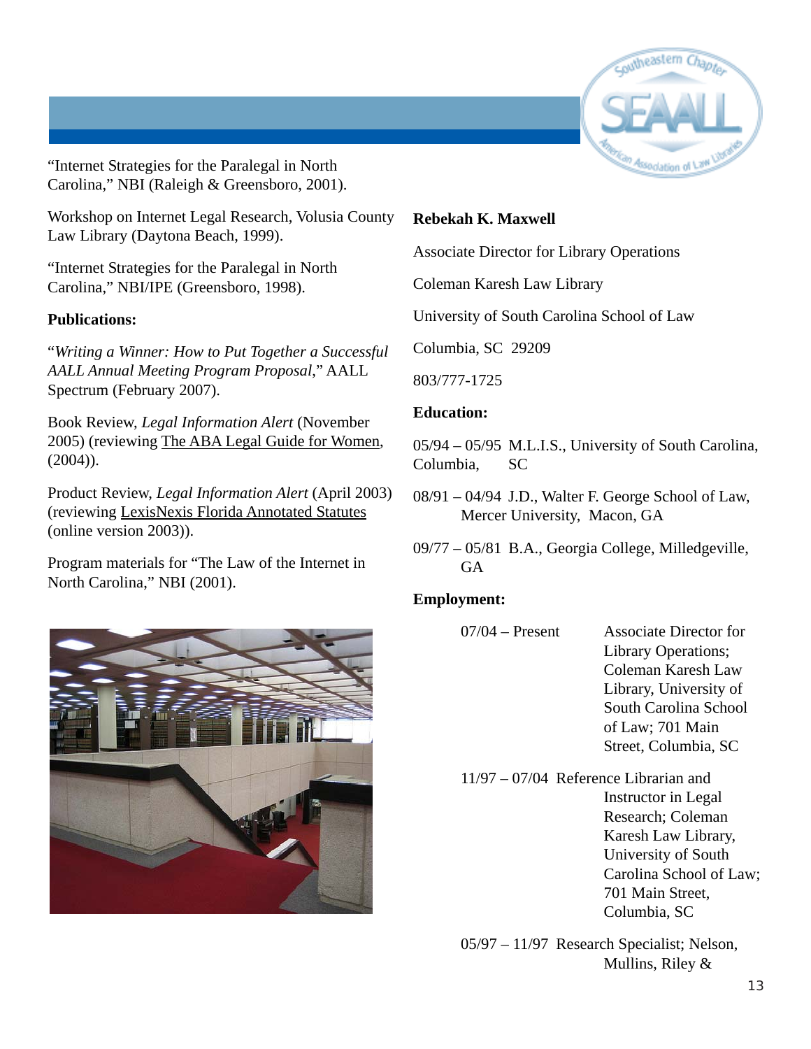"Internet Strategies for the Paralegal in North Carolina," NBI (Raleigh & Greensboro, 2001).

Workshop on Internet Legal Research, Volusia County Law Library (Daytona Beach, 1999).

"Internet Strategies for the Paralegal in North Carolina," NBI/IPE (Greensboro, 1998).

**Publications:**

"*Writing a Winner: How to Put Together a Successful AALL Annual Meeting Program Proposal*," AALL Spectrum (February 2007).

Book Review, *Legal Information Alert* (November 2005) (reviewing The ABA Legal Guide for Women, (2004)).

Product Review, *Legal Information Alert* (April 2003) (reviewing LexisNexis Florida Annotated Statutes (online version 2003)).

Program materials for "The Law of the Internet in North Carolina," NBI (2001).

**Rebekah K. Maxwell**

Associate Director for Library Operations

Coleman Karesh Law Library

University of South Carolina School of Law

Columbia, SC 29209

803/777-1725

**Education:**

05/94 – 05/95 M.L.I.S., University of South Carolina, Columbia, SC

08/91 – 04/94 J.D., Walter F. George School of Law, Mercer University, Macon, GA

09/77 – 05/81 B.A., Georgia College, Milledgeville, GA

**Employment:**

07/04 – Present Associate Director for Library Operations; Coleman Karesh Law Library, University of South Carolina School of Law; 701 Main Street, Columbia, SC

11/97 – 07/04 Reference Librarian and Instructor in Legal Research; Coleman Karesh Law Library, University of South Carolina School of Law; 701 Main Street, Columbia, SC

05/97 – 11/97 Research Specialist; Nelson, Mullins, Riley &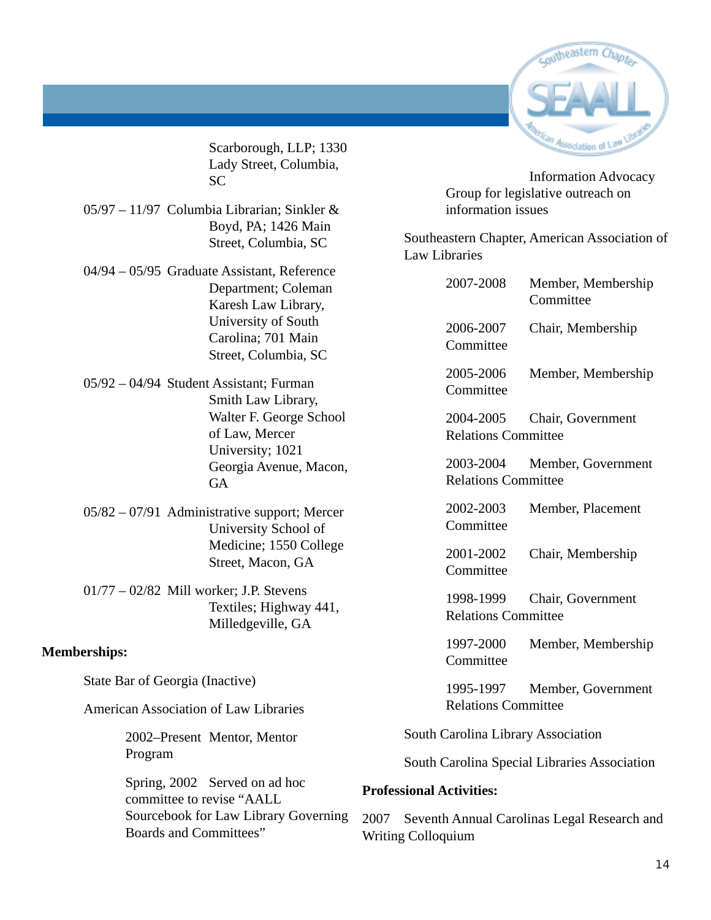Scarborough, LLP; 1330 Lady Street, Columbia, SC

05/97 – 11/97 Columbia Librarian; Sinkler & Boyd, PA; 1426 Main Street, Columbia, SC

04/94 – 05/95 Graduate Assistant, Reference Department; Coleman Karesh Law Library, University of South Carolina; 701 Main Street, Columbia, SC

05/92 – 04/94 Student Assistant; Furman Smith Law Library, Walter F. George School of Law, Mercer University; 1021 Georgia Avenue, Macon, GA

05/82 – 07/91 Administrative support; Mercer University School of Medicine; 1550 College Street, Macon, GA

01/77 – 02/82 Mill worker; J.P. Stevens Textiles; Highway 441, Milledgeville, GA

**Memberships:**

State Bar of Georgia (Inactive)

American Association of Law Libraries

2002–Present Mentor, Mentor Program

Spring, 2002 Served on ad hoc committee to revise "AALL Sourcebook for Law Library Governing Boards and Committees"

Information Advocacy Group for legislative outreach on information issues

Southeastern Chapter, American Association of Law Libraries

2007-2008 Member, Membership Committee

2006-2007 Chair, Membership Committee

2005-2006 Member, Membership Committee

2004-2005 Chair, Government Relations Committee

2003-2004 Member, Government Relations Committee

2002-2003 Member, Placement Committee

2001-2002 Chair, Membership Committee

1998-1999 Chair, Government Relations Committee

1997-2000 Member, Membership Committee

1995-1997 Member, Government Relations Committee

South Carolina Library Association

South Carolina Special Libraries Association

**Professional Activities:**

2007 Seventh Annual Carolinas Legal Research and Writing Colloquium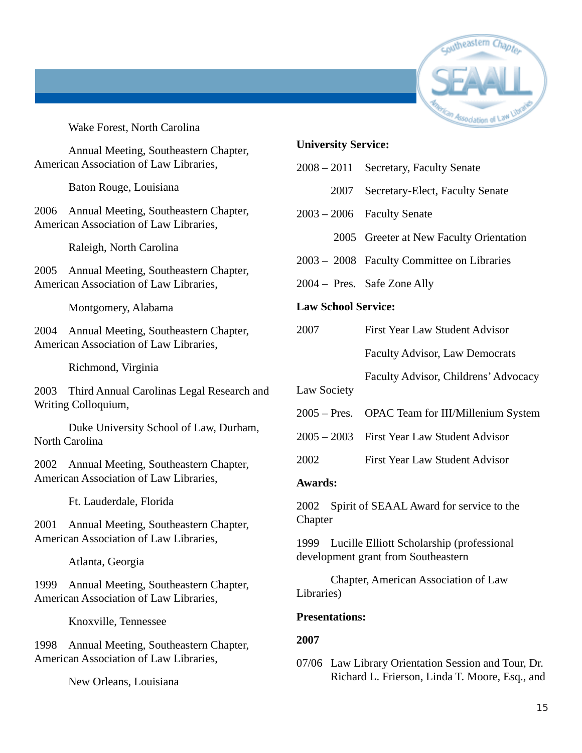Wake Forest, North Carolina

Annual Meeting, Southeastern Chapter, American Association of Law Libraries,

Baton Rouge, Louisiana

2006 Annual Meeting, Southeastern Chapter, American Association of Law Libraries,

Raleigh, North Carolina

2005 Annual Meeting, Southeastern Chapter, American Association of Law Libraries,

Montgomery, Alabama

2004 Annual Meeting, Southeastern Chapter, American Association of Law Libraries,

Richmond, Virginia

2003 Third Annual Carolinas Legal Research and Writing Colloquium,

Duke University School of Law, Durham, North Carolina

2002 Annual Meeting, Southeastern Chapter, American Association of Law Libraries,

Ft. Lauderdale, Florida

2001 Annual Meeting, Southeastern Chapter, American Association of Law Libraries,

Atlanta, Georgia

1999 Annual Meeting, Southeastern Chapter, American Association of Law Libraries,

Knoxville, Tennessee

1998 Annual Meeting, Southeastern Chapter, American Association of Law Libraries,

New Orleans, Louisiana

**University Service:**

2008 – 2011 Secretary, Faculty Senate

2007 Secretary-Elect, Faculty Senate

2003 – 2006 Faculty Senate

2005 Greeter at New Faculty Orientation

2003 – 2008 Faculty Committee on Libraries

2004 – Pres. Safe Zone Ally

**Law School Service:**

2007 First Year Law Student Advisor

Faculty Advisor, Law Democrats

Faculty Advisor, Childrens' Advocacy Law Society

2005 – Pres. OPAC Team for III/Millenium System

2005 – 2003 First Year Law Student Advisor

2002 First Year Law Student Advisor

**Awards:**

2002 Spirit of SEAAL Award for service to the Chapter

1999 Lucille Elliott Scholarship (professional development grant from Southeastern

Chapter, American Association of Law Libraries)

**Presentations:**

**2007**

07/06 Law Library Orientation Session and Tour, Dr. Richard L. Frierson, Linda T. Moore, Esq., and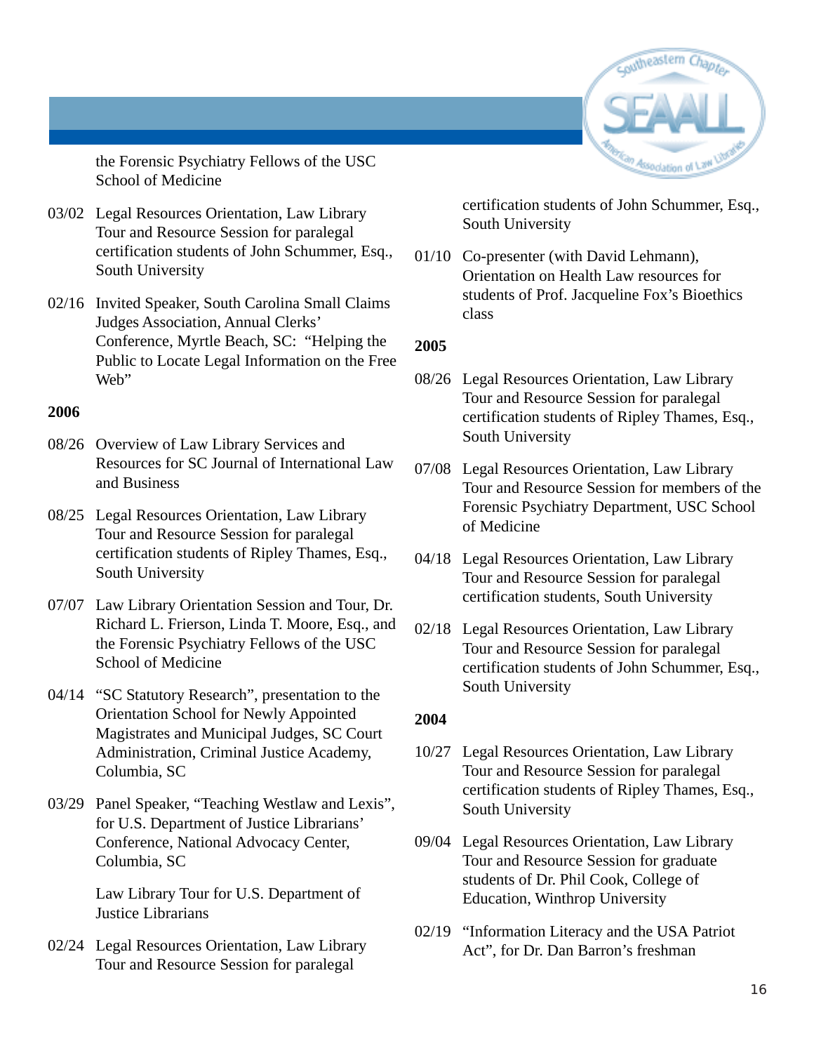the Forensic Psychiatry Fellows of the USC School of Medicine

03/02 Legal Resources Orientation, Law Library Tour and Resource Session for paralegal certification students of John Schummer, Esq., South University

02/16 Invited Speaker, South Carolina Small Claims Judges Association, Annual Clerks' Conference, Myrtle Beach, SC: "Helping the Public to Locate Legal Information on the Free Web"

**2006**

08/26 Overview of Law Library Services and Resources for SC Journal of International Law and Business

08/25 Legal Resources Orientation, Law Library Tour and Resource Session for paralegal certification students of Ripley Thames, Esq., South University

07/07 Law Library Orientation Session and Tour, Dr. Richard L. Frierson, Linda T. Moore, Esq., and the Forensic Psychiatry Fellows of the USC School of Medicine

04/14 "SC Statutory Research", presentation to the Orientation School for Newly Appointed Magistrates and Municipal Judges, SC Court Administration, Criminal Justice Academy, Columbia, SC

03/29 Panel Speaker, "Teaching Westlaw and Lexis", for U.S. Department of Justice Librarians' Conference, National Advocacy Center, Columbia, SC

Law Library Tour for U.S. Department of Justice Librarians

02/24 Legal Resources Orientation, Law Library Tour and Resource Session for paralegal certification students of John Schummer, Esq., South University

01/10 Co-presenter (with David Lehmann), Orientation on Health Law resources for students of Prof. Jacqueline Fox's Bioethics class

**2005**

08/26 Legal Resources Orientation, Law Library Tour and Resource Session for paralegal certification students of Ripley Thames, Esq., South University

07/08 Legal Resources Orientation, Law Library Tour and Resource Session for members of the Forensic Psychiatry Department, USC School of Medicine

04/18 Legal Resources Orientation, Law Library Tour and Resource Session for paralegal certification students, South University

02/18 Legal Resources Orientation, Law Library Tour and Resource Session for paralegal certification students of John Schummer, Esq., South University

**2004**

10/27 Legal Resources Orientation, Law Library Tour and Resource Session for paralegal certification students of Ripley Thames, Esq., South University

09/04 Legal Resources Orientation, Law Library Tour and Resource Session for graduate students of Dr. Phil Cook, College of Education, Winthrop University

02/19 "Information Literacy and the USA Patriot Act", for Dr. Dan Barron's freshman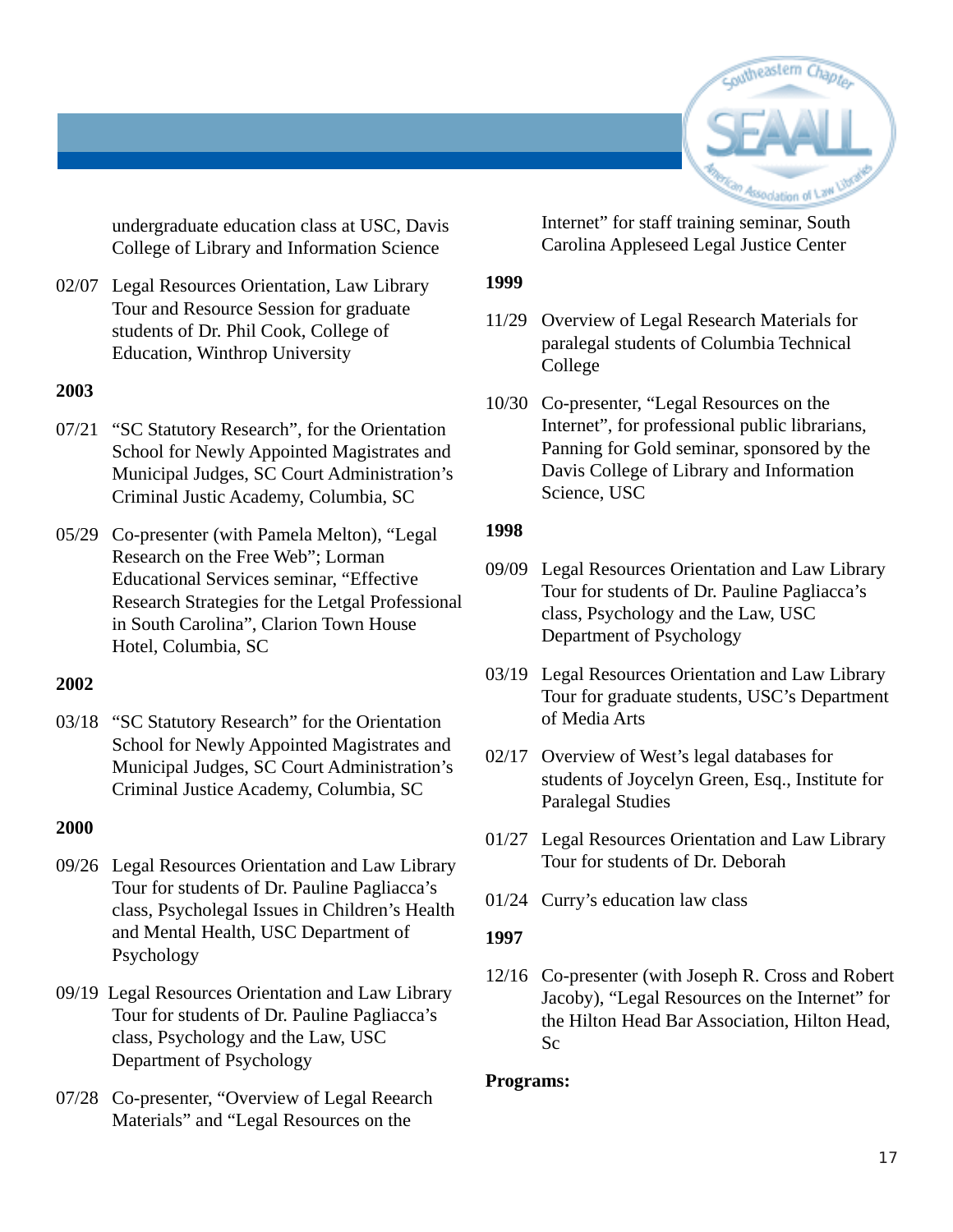undergraduate education class at USC, Davis College of Library and Information Science

02/07 Legal Resources Orientation, Law Library Tour and Resource Session for graduate students of Dr. Phil Cook, College of Education, Winthrop University

**2003**

07/21 "SC Statutory Research", for the Orientation School for Newly Appointed Magistrates and Municipal Judges, SC Court Administration's Criminal Justic Academy, Columbia, SC

05/29 Co-presenter (with Pamela Melton), "Legal Research on the Free Web"; Lorman Educational Services seminar, "Effective Research Strategies for the Letgal Professional in South Carolina", Clarion Town House Hotel, Columbia, SC

**2002**

03/18 "SC Statutory Research" for the Orientation School for Newly Appointed Magistrates and Municipal Judges, SC Court Administration's Criminal Justice Academy, Columbia, SC

**2000**

09/26 Legal Resources Orientation and Law Library Tour for students of Dr. Pauline Pagliacca's class, Psycholegal Issues in Children's Health and Mental Health, USC Department of Psychology

09/19 Legal Resources Orientation and Law Library Tour for students of Dr. Pauline Pagliacca's class, Psychology and the Law, USC Department of Psychology

07/28 Co-presenter, "Overview of Legal Reearch Materials" and "Legal Resources on the Internet" for staff training seminar, South Carolina Appleseed Legal Justice Center

**1999**

11/29 Overview of Legal Research Materials for paralegal students of Columbia Technical College

10/30 Co-presenter, "Legal Resources on the Internet", for professional public librarians, Panning for Gold seminar, sponsored by the Davis College of Library and Information Science, USC

**1998**

09/09 Legal Resources Orientation and Law Library Tour for students of Dr. Pauline Pagliacca's class, Psychology and the Law, USC Department of Psychology

03/19 Legal Resources Orientation and Law Library Tour for graduate students, USC's Department of Media Arts

02/17 Overview of West's legal databases for students of Joycelyn Green, Esq., Institute for Paralegal Studies

01/27 Legal Resources Orientation and Law Library Tour for students of Dr. Deborah

01/24 Curry's education law class

**1997**

12/16 Co-presenter (with Joseph R. Cross and Robert Jacoby), "Legal Resources on the Internet" for the Hilton Head Bar Association, Hilton Head, Sc

**Programs:**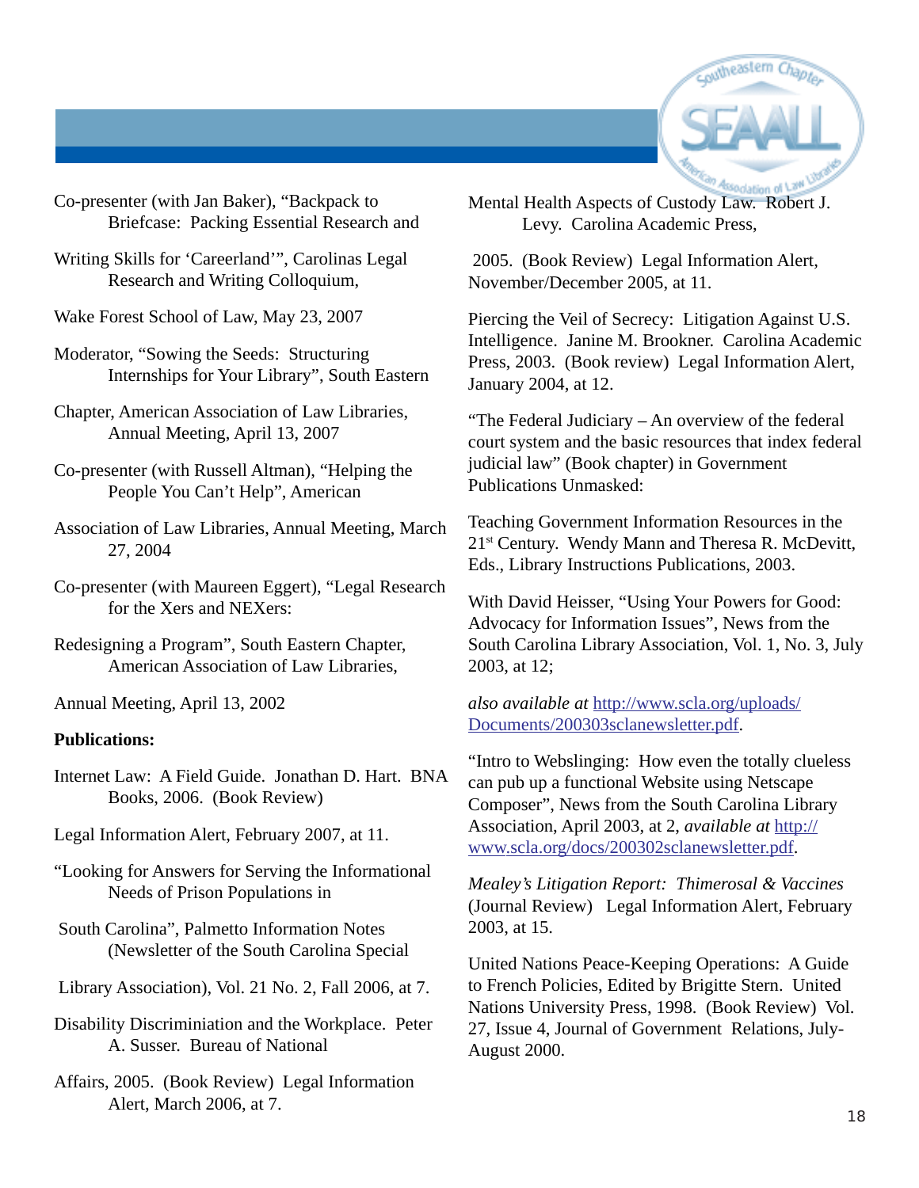Co-presenter (with Jan Baker), "Backpack to Briefcase: Packing Essential Research and

Writing Skills for 'Careerland'", Carolinas Legal Research and Writing Colloquium,

Wake Forest School of Law, May 23, 2007

Moderator, "Sowing the Seeds: Structuring Internships for Your Library", South Eastern

Chapter, American Association of Law Libraries, Annual Meeting, April 13, 2007

Co-presenter (with Russell Altman), "Helping the People You Can't Help", American

Association of Law Libraries, Annual Meeting, March 27, 2004

Co-presenter (with Maureen Eggert), "Legal Research for the Xers and NEXers:

Redesigning a Program", South Eastern Chapter, American Association of Law Libraries,

Annual Meeting, April 13, 2002

**Publications:**

Internet Law: A Field Guide. Jonathan D. Hart. BNA Books, 2006. (Book Review)

Legal Information Alert, February 2007, at 11.

"Looking for Answers for Serving the Informational Needs of Prison Populations in

South Carolina", Palmetto Information Notes (Newsletter of the South Carolina Special

Library Association), Vol. 21 No. 2, Fall 2006, at 7.

Disability Discriminiation and the Workplace. Peter A. Susser. Bureau of National

Affairs, 2005. (Book Review) Legal Information Alert, March 2006, at 7.

Mental Health Aspects of Custody Law. Robert J. Levy. Carolina Academic Press,

2005. (Book Review) Legal Information Alert, November/December 2005, at 11.

Piercing the Veil of Secrecy: Litigation Against U.S. Intelligence. Janine M. Brookner. Carolina Academic Press, 2003. (Book review) Legal Information Alert, January 2004, at 12.

"The Federal Judiciary – An overview of the federal court system and the basic resources that index federal judicial law" (Book chapter) in Government Publications Unmasked:

Teaching Government Information Resources in the 21st Century. Wendy Mann and Theresa R. McDevitt, Eds., Library Instructions Publications, 2003.

With David Heisser, "Using Your Powers for Good: Advocacy for Information Issues", News from the South Carolina Library Association, Vol. 1, No. 3, July 2003, at 12;

*also available at* http://www.scla.org/uploads/Documents/200303sclanewsletter.pdf.

"Intro to Webslinging: How even the totally clueless can pub up a functional Website using Netscape Composer", News from the South Carolina Library Association, April 2003, at 2, *available at* http://www.scla.org/docs/200302sclanewsletter.pdf.

*Mealey's Litigation Report: Thimerosal & Vaccines* (Journal Review) Legal Information Alert, February 2003, at 15.

United Nations Peace-Keeping Operations: A Guide to French Policies, Edited by Brigitte Stern. United Nations University Press, 1998. (Book Review) Vol. 27, Issue 4, Journal of Government Relations, July-August 2000.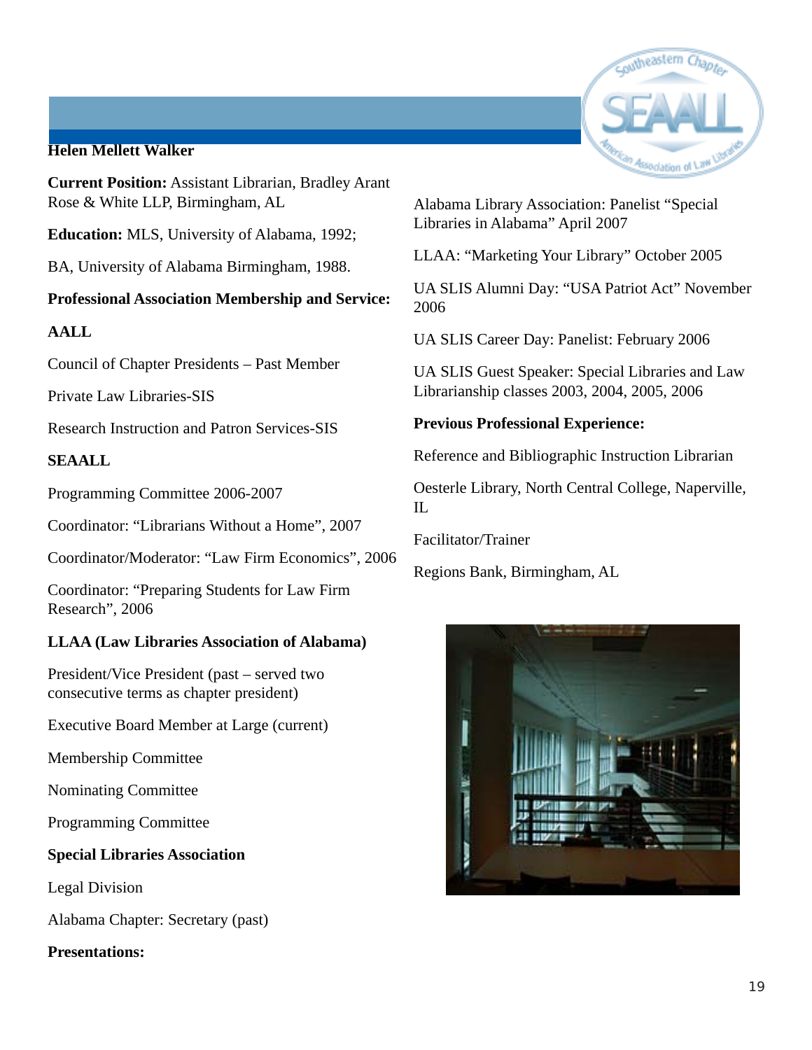## Helen Mellett Walker

**Current Position:** Assistant Librarian, Bradley Arant Rose & White LLP, Birmingham, AL

**Education:** MLS, University of Alabama, 1992;

BA, University of Alabama Birmingham, 1988.

**Professional Association Membership and Service:**

**AALL**

Council of Chapter Presidents – Past Member

Private Law Libraries-SIS

Research Instruction and Patron Services-SIS

**SEAALL**

Programming Committee 2006-2007

Coordinator: "Librarians Without a Home", 2007

Coordinator/Moderator: "Law Firm Economics", 2006

Coordinator: "Preparing Students for Law Firm Research", 2006

**LLAA (Law Libraries Association of Alabama)**

President/Vice President (past – served two consecutive terms as chapter president)

Executive Board Member at Large (current)

Membership Committee

Nominating Committee

Programming Committee

**Special Libraries Association**

Legal Division

Alabama Chapter: Secretary (past)

**Presentations:**

Alabama Library Association: Panelist "Special Libraries in Alabama" April 2007

LLAA: "Marketing Your Library" October 2005

UA SLIS Alumni Day: "USA Patriot Act" November 2006

UA SLIS Career Day: Panelist: February 2006

UA SLIS Guest Speaker: Special Libraries and Law Librarianship classes 2003, 2004, 2005, 2006

**Previous Professional Experience:**

Reference and Bibliographic Instruction Librarian

Oesterle Library, North Central College, Naperville, IL

Facilitator/Trainer

Regions Bank, Birmingham, AL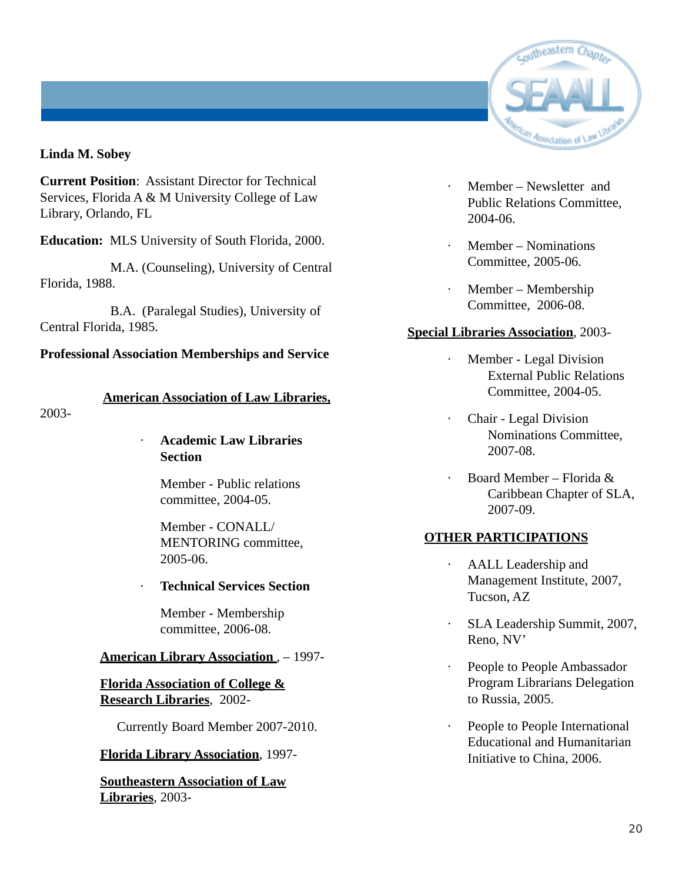**Linda M. Sobey**

**Current Position**: Assistant Director for Technical Services, Florida A & M University College of Law Library, Orlando, FL

**Education:** MLS University of South Florida, 2000.

M.A. (Counseling), University of Central Florida, 1988.

B.A. (Paralegal Studies), University of Central Florida, 1985.

**Professional Association Memberships and Service**

**American Association of Law Libraries,** 2003-

- **Academic Law Libraries Section**

  Member - Public relations committee, 2004-05.

  Member - CONALL/ MENTORING committee, 2005-06.

- **Technical Services Section**

  Member - Membership committee, 2006-08.

**American Library Association** , – 1997-

**Florida Association of College & Research Libraries**, 2002-

Currently Board Member 2007-2010.

**Florida Library Association**, 1997-

**Southeastern Association of Law Libraries**, 2003-

- Member – Newsletter and Public Relations Committee, 2004-06.
- Member – Nominations Committee, 2005-06.
- Member – Membership Committee, 2006-08.

**Special Libraries Association**, 2003-

- Member - Legal Division External Public Relations Committee, 2004-05.
- Chair - Legal Division Nominations Committee, 2007-08.
- Board Member – Florida & Caribbean Chapter of SLA, 2007-09.

**OTHER PARTICIPATIONS**

- AALL Leadership and Management Institute, 2007, Tucson, AZ
- SLA Leadership Summit, 2007, Reno, NV'
- People to People Ambassador Program Librarians Delegation to Russia, 2005.
- People to People International Educational and Humanitarian Initiative to China, 2006.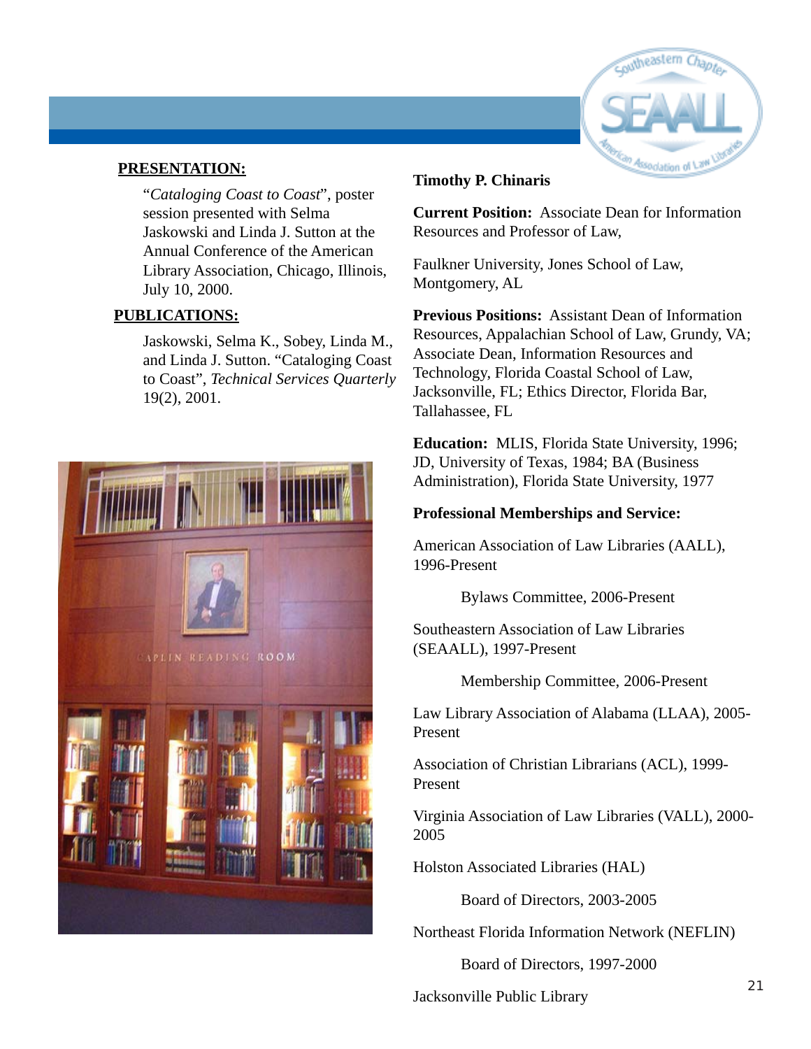**PRESENTATION:**

"*Cataloging Coast to Coast*", poster session presented with Selma Jaskowski and Linda J. Sutton at the Annual Conference of the American Library Association, Chicago, Illinois, July 10, 2000.

**PUBLICATIONS:**

Jaskowski, Selma K., Sobey, Linda M., and Linda J. Sutton. "Cataloging Coast to Coast", *Technical Services Quarterly* 19(2), 2001.

**Timothy P. Chinaris**

**Current Position:** Associate Dean for Information Resources and Professor of Law,

Faulkner University, Jones School of Law, Montgomery, AL

**Previous Positions:** Assistant Dean of Information Resources, Appalachian School of Law, Grundy, VA; Associate Dean, Information Resources and Technology, Florida Coastal School of Law, Jacksonville, FL; Ethics Director, Florida Bar, Tallahassee, FL

**Education:** MLIS, Florida State University, 1996; JD, University of Texas, 1984; BA (Business Administration), Florida State University, 1977

**Professional Memberships and Service:**

American Association of Law Libraries (AALL), 1996-Present

- Bylaws Committee, 2006-Present

Southeastern Association of Law Libraries (SEAALL), 1997-Present

- Membership Committee, 2006-Present

Law Library Association of Alabama (LLAA), 2005-Present

Association of Christian Librarians (ACL), 1999-Present

Virginia Association of Law Libraries (VALL), 2000-2005

Holston Associated Libraries (HAL)

- Board of Directors, 2003-2005

Northeast Florida Information Network (NEFLIN)

- Board of Directors, 1997-2000

Jacksonville Public Library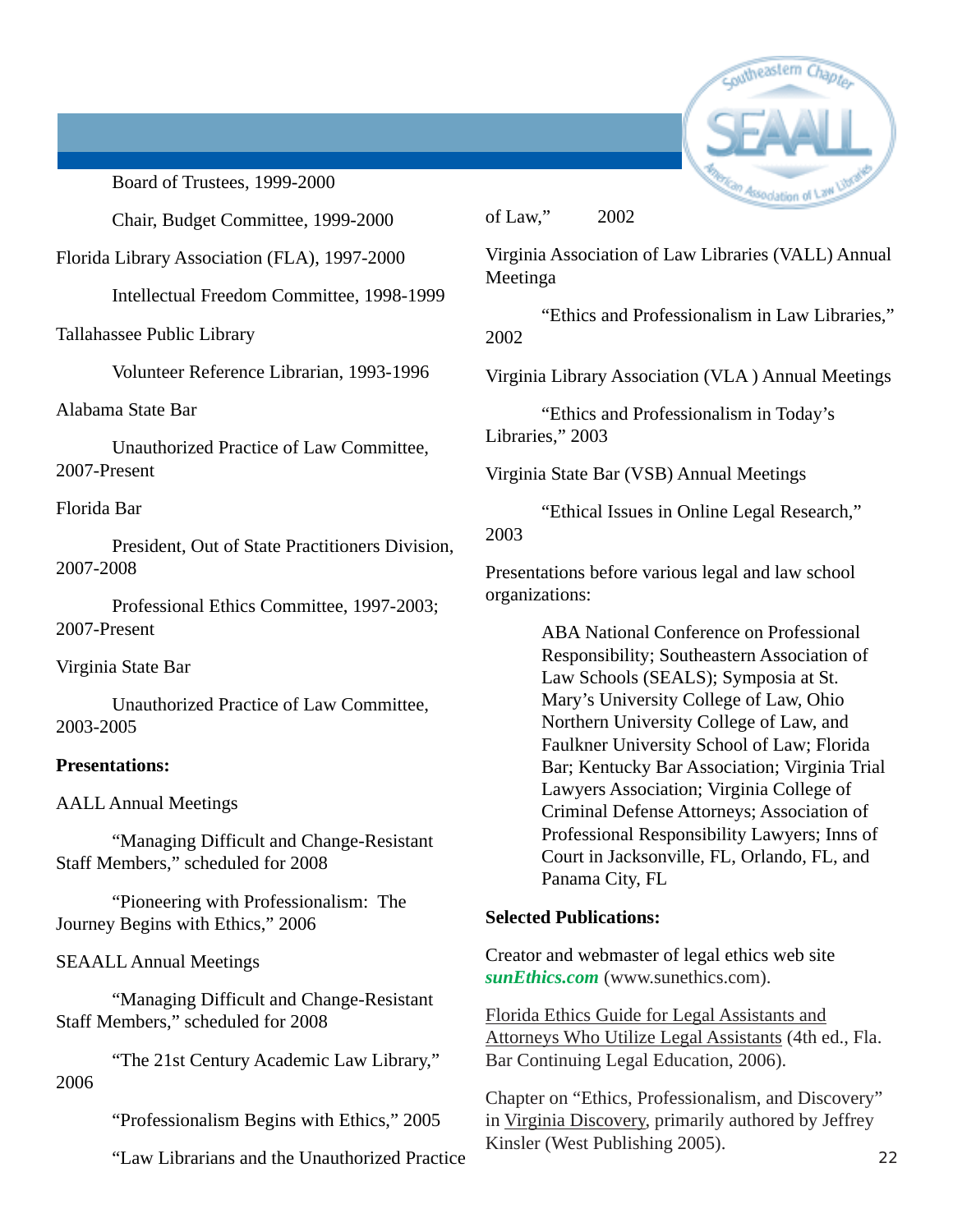Board of Trustees, 1999-2000

Chair, Budget Committee, 1999-2000

Florida Library Association (FLA), 1997-2000

Intellectual Freedom Committee, 1998-1999

Tallahassee Public Library

Volunteer Reference Librarian, 1993-1996

Alabama State Bar

Unauthorized Practice of Law Committee, 2007-Present

Florida Bar

President, Out of State Practitioners Division, 2007-2008

Professional Ethics Committee, 1997-2003; 2007-Present

Virginia State Bar

Unauthorized Practice of Law Committee, 2003-2005

**Presentations:**

AALL Annual Meetings

"Managing Difficult and Change-Resistant Staff Members," scheduled for 2008

"Pioneering with Professionalism: The Journey Begins with Ethics," 2006

SEAALL Annual Meetings

"Managing Difficult and Change-Resistant Staff Members," scheduled for 2008

"The 21st Century Academic Law Library," 2006

"Professionalism Begins with Ethics," 2005

"Law Librarians and the Unauthorized Practice of Law," 2002

Virginia Association of Law Libraries (VALL) Annual Meetinga

"Ethics and Professionalism in Law Libraries," 2002

Virginia Library Association (VLA ) Annual Meetings

"Ethics and Professionalism in Today's Libraries," 2003

Virginia State Bar (VSB) Annual Meetings

"Ethical Issues in Online Legal Research," 2003

Presentations before various legal and law school organizations:

ABA National Conference on Professional Responsibility; Southeastern Association of Law Schools (SEALS); Symposia at St. Mary's University College of Law, Ohio Northern University College of Law, and Faulkner University School of Law; Florida Bar; Kentucky Bar Association; Virginia Trial Lawyers Association; Virginia College of Criminal Defense Attorneys; Association of Professional Responsibility Lawyers; Inns of Court in Jacksonville, FL, Orlando, FL, and Panama City, FL

**Selected Publications:**

Creator and webmaster of legal ethics web site ***sunEthics.com*** (www.sunethics.com).

Florida Ethics Guide for Legal Assistants and Attorneys Who Utilize Legal Assistants (4th ed., Fla. Bar Continuing Legal Education, 2006).

Chapter on "Ethics, Professionalism, and Discovery" in Virginia Discovery, primarily authored by Jeffrey Kinsler (West Publishing 2005).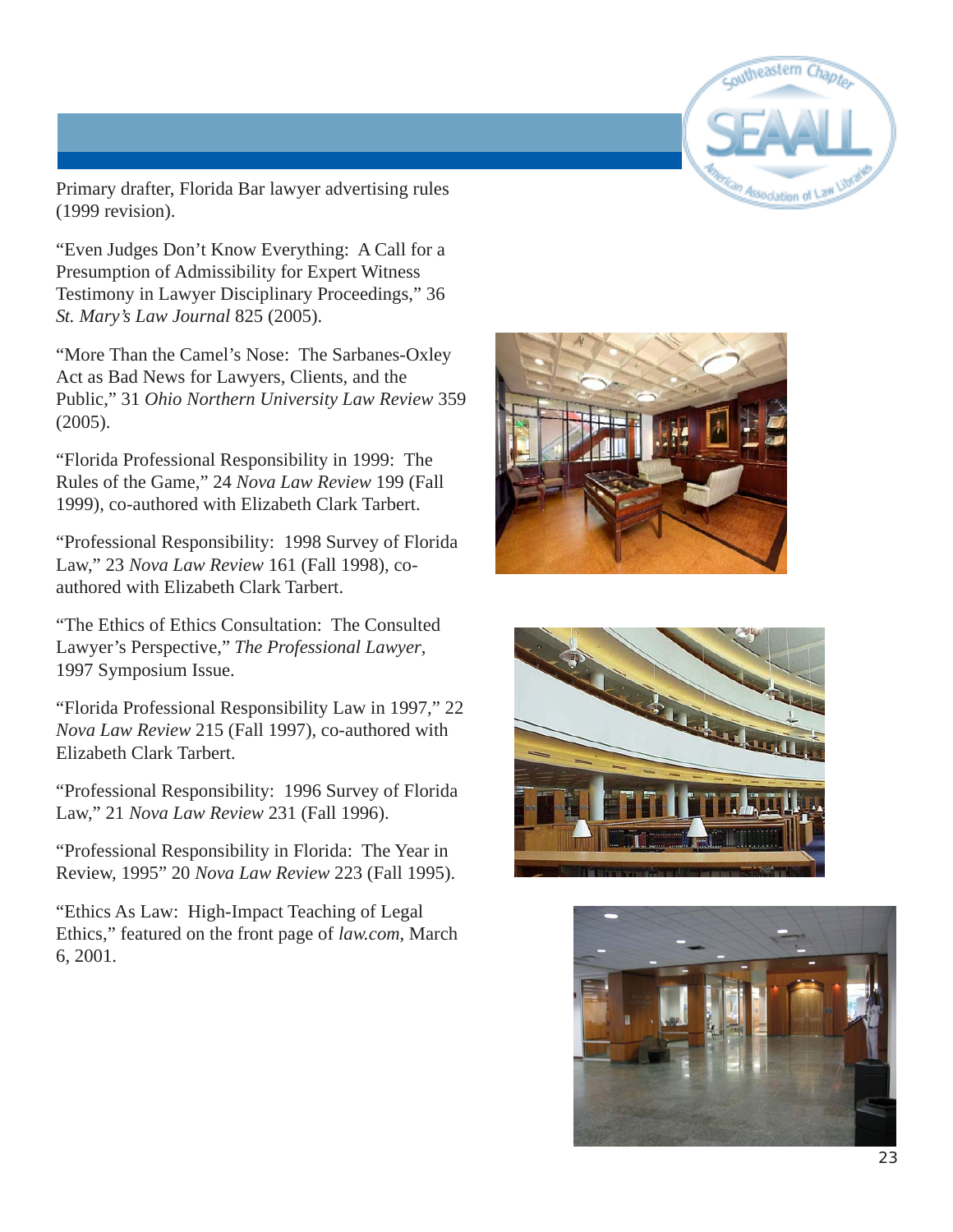Primary drafter, Florida Bar lawyer advertising rules (1999 revision).

"Even Judges Don't Know Everything: A Call for a Presumption of Admissibility for Expert Witness Testimony in Lawyer Disciplinary Proceedings," 36 *St. Mary's Law Journal* 825 (2005).

"More Than the Camel's Nose: The Sarbanes-Oxley Act as Bad News for Lawyers, Clients, and the Public," 31 *Ohio Northern University Law Review* 359 (2005).

"Florida Professional Responsibility in 1999: The Rules of the Game," 24 *Nova Law Review* 199 (Fall 1999), co-authored with Elizabeth Clark Tarbert.

"Professional Responsibility: 1998 Survey of Florida Law," 23 *Nova Law Review* 161 (Fall 1998), co-authored with Elizabeth Clark Tarbert.

"The Ethics of Ethics Consultation: The Consulted Lawyer's Perspective," *The Professional Lawyer*, 1997 Symposium Issue.

"Florida Professional Responsibility Law in 1997," 22 *Nova Law Review* 215 (Fall 1997), co-authored with Elizabeth Clark Tarbert.

"Professional Responsibility: 1996 Survey of Florida Law," 21 *Nova Law Review* 231 (Fall 1996).

"Professional Responsibility in Florida: The Year in Review, 1995" 20 *Nova Law Review* 223 (Fall 1995).

"Ethics As Law: High-Impact Teaching of Legal Ethics," featured on the front page of *law.com*, March 6, 2001.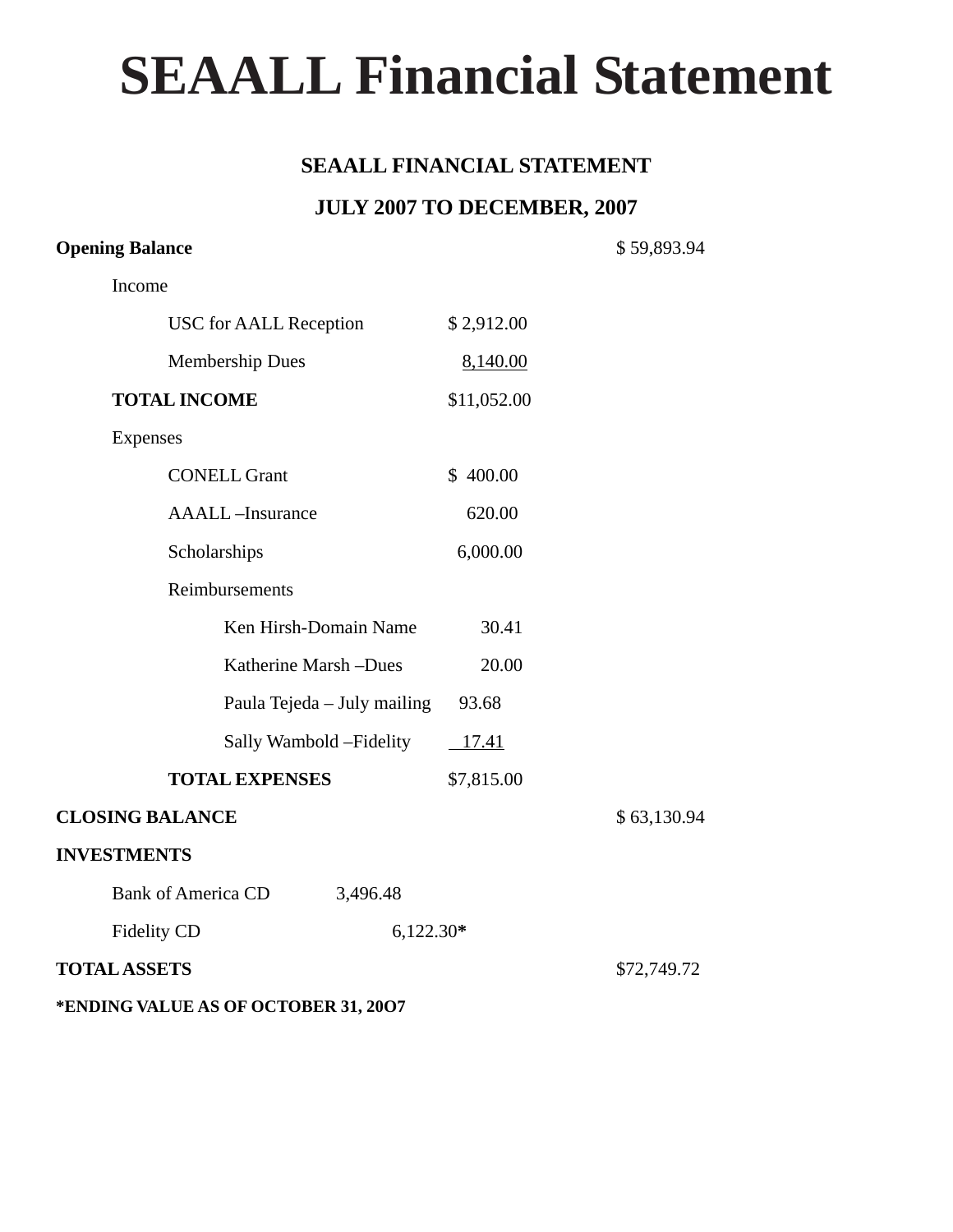# SEAALL Financial Statement

## SEAALL FINANCIAL STATEMENT

## JULY 2007 TO DECEMBER, 2007

| | | | |
|---|---|---|---|
| **Opening Balance** | | | $ 59,893.94 |
| Income | | | |
| USC for AALL Reception | $ 2,912.00 | | |
| Membership Dues | 8,140.00 | | |
| **TOTAL INCOME** | $11,052.00 | | |
| Expenses | | | |
| CONELL Grant | $ 400.00 | | |
| AAALL –Insurance | 620.00 | | |
| Scholarships | 6,000.00 | | |
| Reimbursements | | | |
| Ken Hirsh-Domain Name | 30.41 | | |
| Katherine Marsh –Dues | 20.00 | | |
| Paula Tejeda – July mailing | 93.68 | | |
| Sally Wambold –Fidelity | 17.41 | | |
| **TOTAL EXPENSES** | $7,815.00 | | |
| **CLOSING BALANCE** | | | $ 63,130.94 |
| **INVESTMENTS** | | | |
| Bank of America CD | 3,496.48 | | |
| Fidelity CD | | 6,122.30* | |
| **TOTAL ASSETS** | | | $72,749.72 |

***ENDING VALUE AS OF OCTOBER 31, 20O7**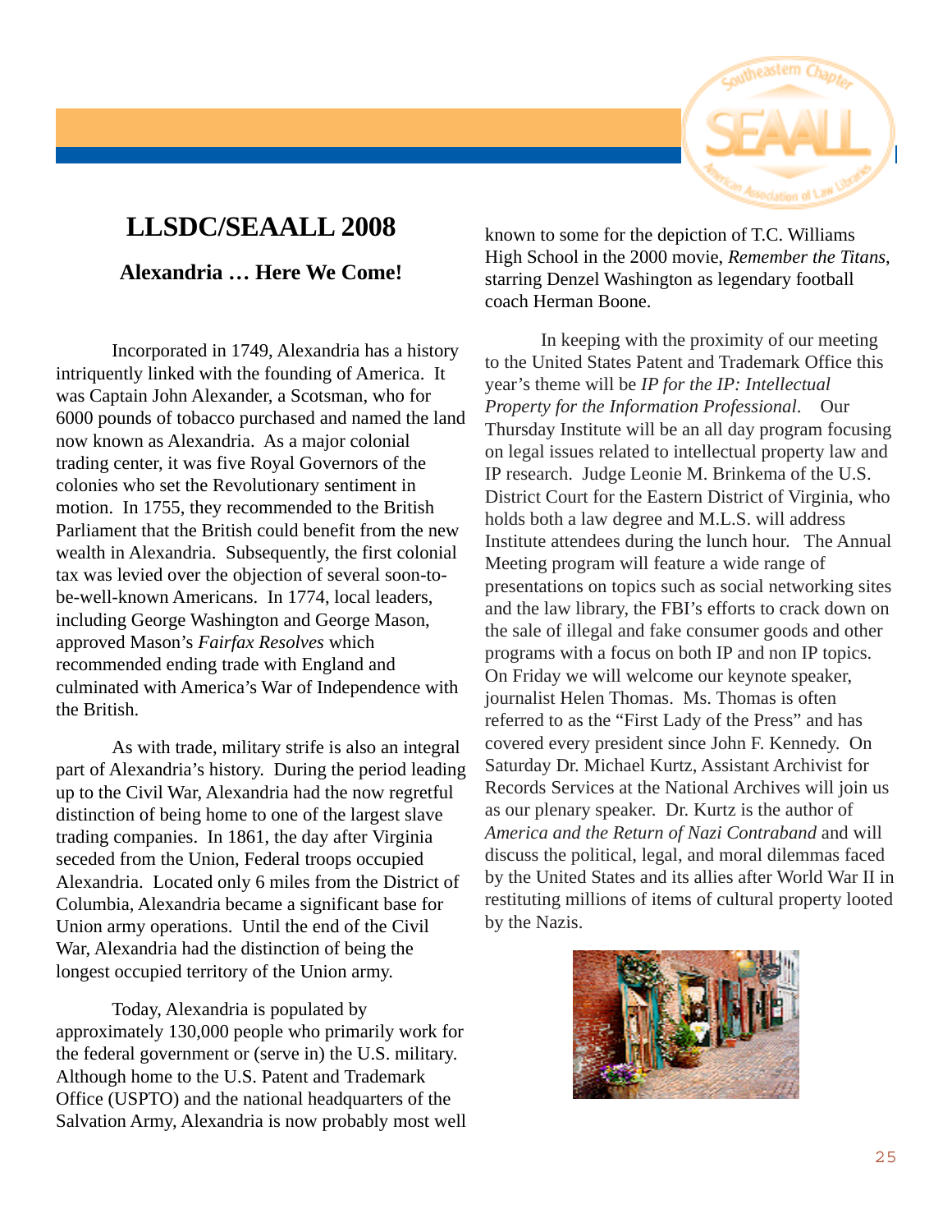# LLSDC/SEAALL 2008

### Alexandria … Here We Come!

Incorporated in 1749, Alexandria has a history intriquently linked with the founding of America. It was Captain John Alexander, a Scotsman, who for 6000 pounds of tobacco purchased and named the land now known as Alexandria. As a major colonial trading center, it was five Royal Governors of the colonies who set the Revolutionary sentiment in motion. In 1755, they recommended to the British Parliament that the British could benefit from the new wealth in Alexandria. Subsequently, the first colonial tax was levied over the objection of several soon-to-be-well-known Americans. In 1774, local leaders, including George Washington and George Mason, approved Mason's *Fairfax Resolves* which recommended ending trade with England and culminated with America's War of Independence with the British.

As with trade, military strife is also an integral part of Alexandria's history. During the period leading up to the Civil War, Alexandria had the now regretful distinction of being home to one of the largest slave trading companies. In 1861, the day after Virginia seceded from the Union, Federal troops occupied Alexandria. Located only 6 miles from the District of Columbia, Alexandria became a significant base for Union army operations. Until the end of the Civil War, Alexandria had the distinction of being the longest occupied territory of the Union army.

Today, Alexandria is populated by approximately 130,000 people who primarily work for the federal government or (serve in) the U.S. military. Although home to the U.S. Patent and Trademark Office (USPTO) and the national headquarters of the Salvation Army, Alexandria is now probably most well known to some for the depiction of T.C. Williams High School in the 2000 movie, *Remember the Titans*, starring Denzel Washington as legendary football coach Herman Boone.

In keeping with the proximity of our meeting to the United States Patent and Trademark Office this year's theme will be *IP for the IP: Intellectual Property for the Information Professional*. Our Thursday Institute will be an all day program focusing on legal issues related to intellectual property law and IP research. Judge Leonie M. Brinkema of the U.S. District Court for the Eastern District of Virginia, who holds both a law degree and M.L.S. will address Institute attendees during the lunch hour. The Annual Meeting program will feature a wide range of presentations on topics such as social networking sites and the law library, the FBI's efforts to crack down on the sale of illegal and fake consumer goods and other programs with a focus on both IP and non IP topics. On Friday we will welcome our keynote speaker, journalist Helen Thomas. Ms. Thomas is often referred to as the "First Lady of the Press" and has covered every president since John F. Kennedy. On Saturday Dr. Michael Kurtz, Assistant Archivist for Records Services at the National Archives will join us as our plenary speaker. Dr. Kurtz is the author of *America and the Return of Nazi Contraband* and will discuss the political, legal, and moral dilemmas faced by the United States and its allies after World War II in restituting millions of items of cultural property looted by the Nazis.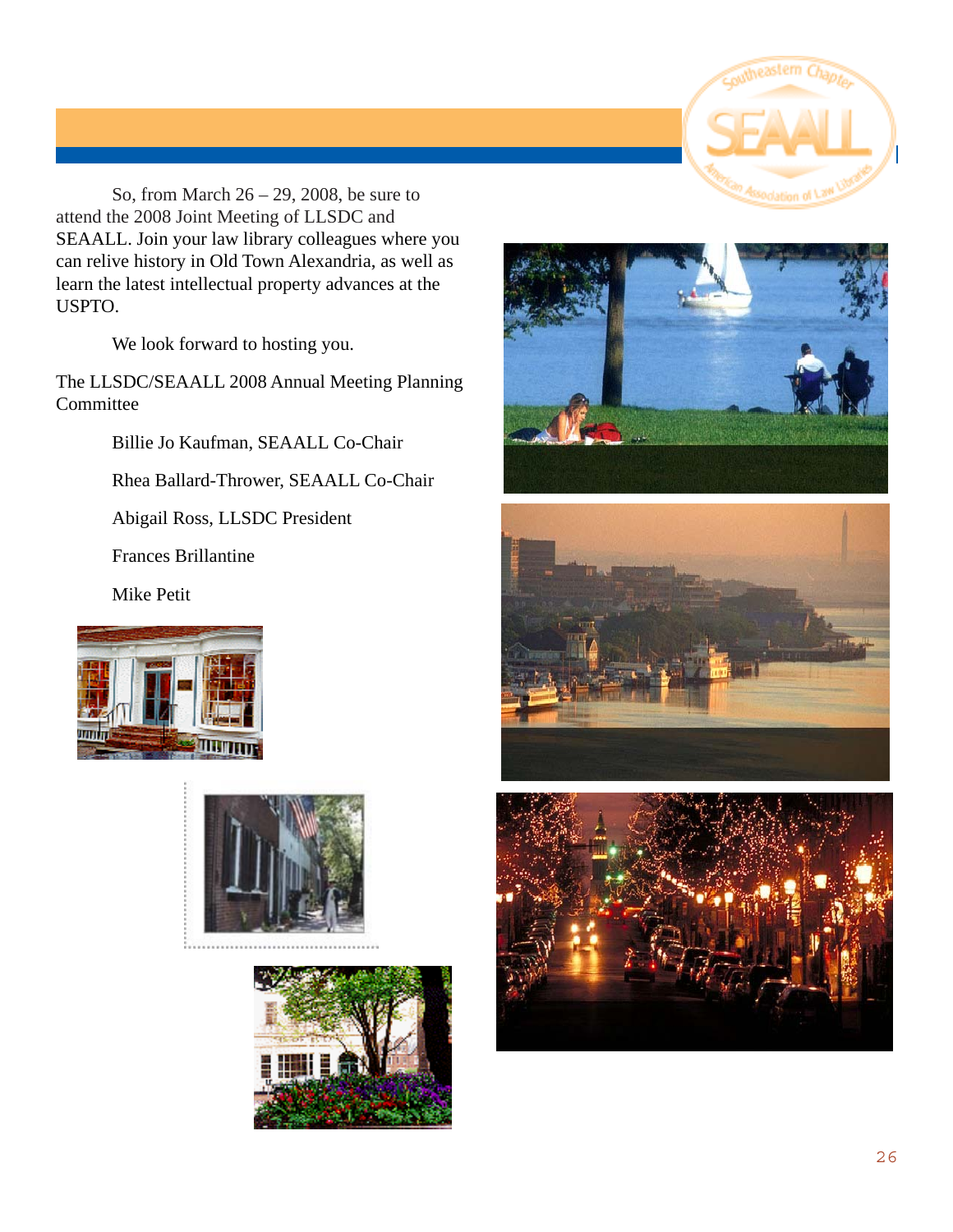So, from March 26 – 29, 2008, be sure to attend the 2008 Joint Meeting of LLSDC and SEAALL. Join your law library colleagues where you can relive history in Old Town Alexandria, as well as learn the latest intellectual property advances at the USPTO.

We look forward to hosting you.

The LLSDC/SEAALL 2008 Annual Meeting Planning Committee

Billie Jo Kaufman, SEAALL Co-Chair

Rhea Ballard-Thrower, SEAALL Co-Chair

Abigail Ross, LLSDC President

Frances Brillantine

Mike Petit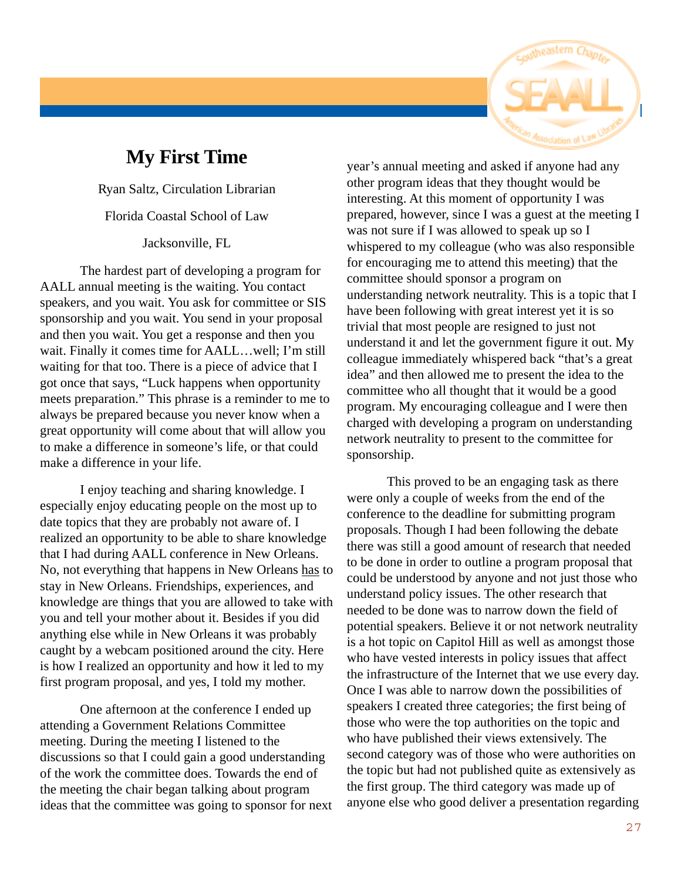# My First Time

Ryan Saltz, Circulation Librarian

Florida Coastal School of Law

Jacksonville, FL

The hardest part of developing a program for AALL annual meeting is the waiting. You contact speakers, and you wait. You ask for committee or SIS sponsorship and you wait. You send in your proposal and then you wait. You get a response and then you wait. Finally it comes time for AALL…well; I'm still waiting for that too. There is a piece of advice that I got once that says, "Luck happens when opportunity meets preparation." This phrase is a reminder to me to always be prepared because you never know when a great opportunity will come about that will allow you to make a difference in someone's life, or that could make a difference in your life.

I enjoy teaching and sharing knowledge. I especially enjoy educating people on the most up to date topics that they are probably not aware of. I realized an opportunity to be able to share knowledge that I had during AALL conference in New Orleans. No, not everything that happens in New Orleans has to stay in New Orleans. Friendships, experiences, and knowledge are things that you are allowed to take with you and tell your mother about it. Besides if you did anything else while in New Orleans it was probably caught by a webcam positioned around the city. Here is how I realized an opportunity and how it led to my first program proposal, and yes, I told my mother.

One afternoon at the conference I ended up attending a Government Relations Committee meeting. During the meeting I listened to the discussions so that I could gain a good understanding of the work the committee does. Towards the end of the meeting the chair began talking about program ideas that the committee was going to sponsor for next year's annual meeting and asked if anyone had any other program ideas that they thought would be interesting. At this moment of opportunity I was prepared, however, since I was a guest at the meeting I was not sure if I was allowed to speak up so I whispered to my colleague (who was also responsible for encouraging me to attend this meeting) that the committee should sponsor a program on understanding network neutrality. This is a topic that I have been following with great interest yet it is so trivial that most people are resigned to just not understand it and let the government figure it out. My colleague immediately whispered back "that's a great idea" and then allowed me to present the idea to the committee who all thought that it would be a good program. My encouraging colleague and I were then charged with developing a program on understanding network neutrality to present to the committee for sponsorship.

This proved to be an engaging task as there were only a couple of weeks from the end of the conference to the deadline for submitting program proposals. Though I had been following the debate there was still a good amount of research that needed to be done in order to outline a program proposal that could be understood by anyone and not just those who understand policy issues. The other research that needed to be done was to narrow down the field of potential speakers. Believe it or not network neutrality is a hot topic on Capitol Hill as well as amongst those who have vested interests in policy issues that affect the infrastructure of the Internet that we use every day. Once I was able to narrow down the possibilities of speakers I created three categories; the first being of those who were the top authorities on the topic and who have published their views extensively. The second category was of those who were authorities on the topic but had not published quite as extensively as the first group. The third category was made up of anyone else who good deliver a presentation regarding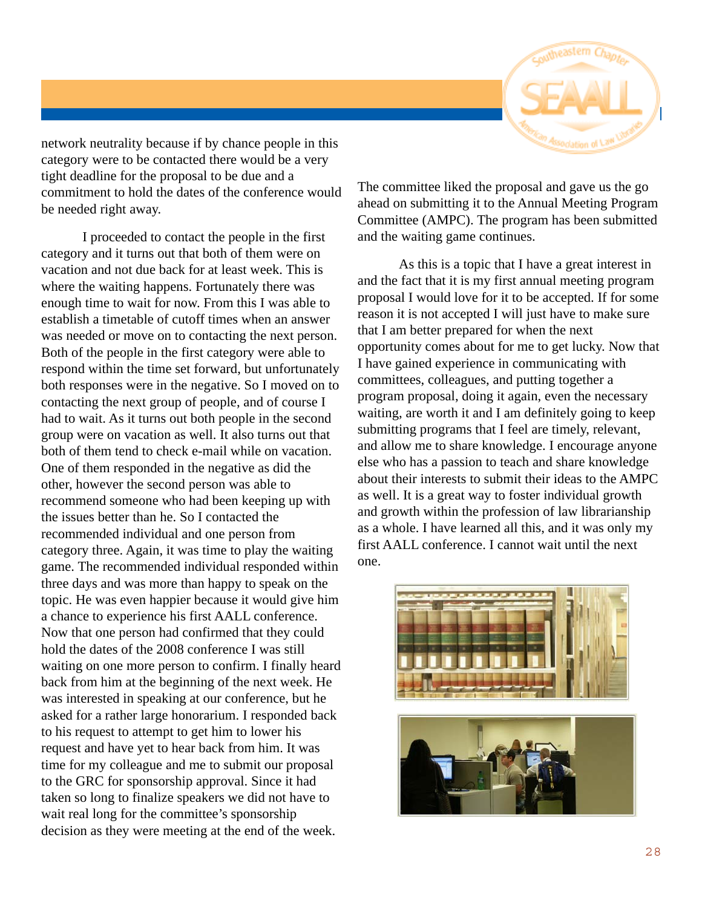network neutrality because if by chance people in this category were to be contacted there would be a very tight deadline for the proposal to be due and a commitment to hold the dates of the conference would be needed right away.

I proceeded to contact the people in the first category and it turns out that both of them were on vacation and not due back for at least week. This is where the waiting happens. Fortunately there was enough time to wait for now. From this I was able to establish a timetable of cutoff times when an answer was needed or move on to contacting the next person. Both of the people in the first category were able to respond within the time set forward, but unfortunately both responses were in the negative. So I moved on to contacting the next group of people, and of course I had to wait. As it turns out both people in the second group were on vacation as well. It also turns out that both of them tend to check e-mail while on vacation. One of them responded in the negative as did the other, however the second person was able to recommend someone who had been keeping up with the issues better than he. So I contacted the recommended individual and one person from category three. Again, it was time to play the waiting game. The recommended individual responded within three days and was more than happy to speak on the topic. He was even happier because it would give him a chance to experience his first AALL conference. Now that one person had confirmed that they could hold the dates of the 2008 conference I was still waiting on one more person to confirm. I finally heard back from him at the beginning of the next week. He was interested in speaking at our conference, but he asked for a rather large honorarium. I responded back to his request to attempt to get him to lower his request and have yet to hear back from him. It was time for my colleague and me to submit our proposal to the GRC for sponsorship approval. Since it had taken so long to finalize speakers we did not have to wait real long for the committee's sponsorship decision as they were meeting at the end of the week.

The committee liked the proposal and gave us the go ahead on submitting it to the Annual Meeting Program Committee (AMPC). The program has been submitted and the waiting game continues.

As this is a topic that I have a great interest in and the fact that it is my first annual meeting program proposal I would love for it to be accepted. If for some reason it is not accepted I will just have to make sure that I am better prepared for when the next opportunity comes about for me to get lucky. Now that I have gained experience in communicating with committees, colleagues, and putting together a program proposal, doing it again, even the necessary waiting, are worth it and I am definitely going to keep submitting programs that I feel are timely, relevant, and allow me to share knowledge. I encourage anyone else who has a passion to teach and share knowledge about their interests to submit their ideas to the AMPC as well. It is a great way to foster individual growth and growth within the profession of law librarianship as a whole. I have learned all this, and it was only my first AALL conference. I cannot wait until the next one.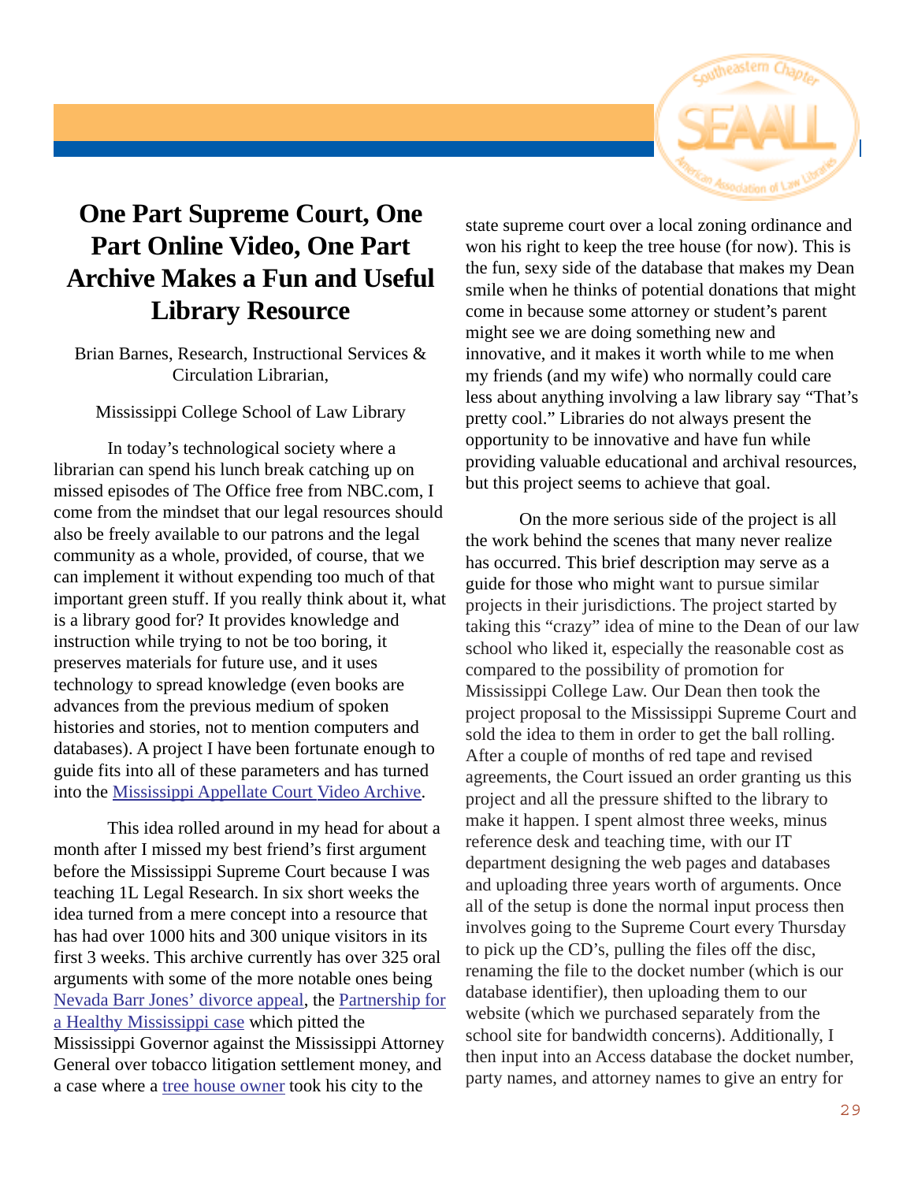# One Part Supreme Court, One Part Online Video, One Part Archive Makes a Fun and Useful Library Resource

Brian Barnes, Research, Instructional Services & Circulation Librarian,

Mississippi College School of Law Library

In today's technological society where a librarian can spend his lunch break catching up on missed episodes of The Office free from NBC.com, I come from the mindset that our legal resources should also be freely available to our patrons and the legal community as a whole, provided, of course, that we can implement it without expending too much of that important green stuff. If you really think about it, what is a library good for? It provides knowledge and instruction while trying to not be too boring, it preserves materials for future use, and it uses technology to spread knowledge (even books are advances from the previous medium of spoken histories and stories, not to mention computers and databases). A project I have been fortunate enough to guide fits into all of these parameters and has turned into the Mississippi Appellate Court Video Archive.

This idea rolled around in my head for about a month after I missed my best friend's first argument before the Mississippi Supreme Court because I was teaching 1L Legal Research. In six short weeks the idea turned from a mere concept into a resource that has had over 1000 hits and 300 unique visitors in its first 3 weeks. This archive currently has over 325 oral arguments with some of the more notable ones being Nevada Barr Jones' divorce appeal, the Partnership for a Healthy Mississippi case which pitted the Mississippi Governor against the Mississippi Attorney General over tobacco litigation settlement money, and a case where a tree house owner took his city to the state supreme court over a local zoning ordinance and won his right to keep the tree house (for now). This is the fun, sexy side of the database that makes my Dean smile when he thinks of potential donations that might come in because some attorney or student's parent might see we are doing something new and innovative, and it makes it worth while to me when my friends (and my wife) who normally could care less about anything involving a law library say "That's pretty cool." Libraries do not always present the opportunity to be innovative and have fun while providing valuable educational and archival resources, but this project seems to achieve that goal.

On the more serious side of the project is all the work behind the scenes that many never realize has occurred. This brief description may serve as a guide for those who might want to pursue similar projects in their jurisdictions. The project started by taking this "crazy" idea of mine to the Dean of our law school who liked it, especially the reasonable cost as compared to the possibility of promotion for Mississippi College Law. Our Dean then took the project proposal to the Mississippi Supreme Court and sold the idea to them in order to get the ball rolling. After a couple of months of red tape and revised agreements, the Court issued an order granting us this project and all the pressure shifted to the library to make it happen. I spent almost three weeks, minus reference desk and teaching time, with our IT department designing the web pages and databases and uploading three years worth of arguments. Once all of the setup is done the normal input process then involves going to the Supreme Court every Thursday to pick up the CD's, pulling the files off the disc, renaming the file to the docket number (which is our database identifier), then uploading them to our website (which we purchased separately from the school site for bandwidth concerns). Additionally, I then input into an Access database the docket number, party names, and attorney names to give an entry for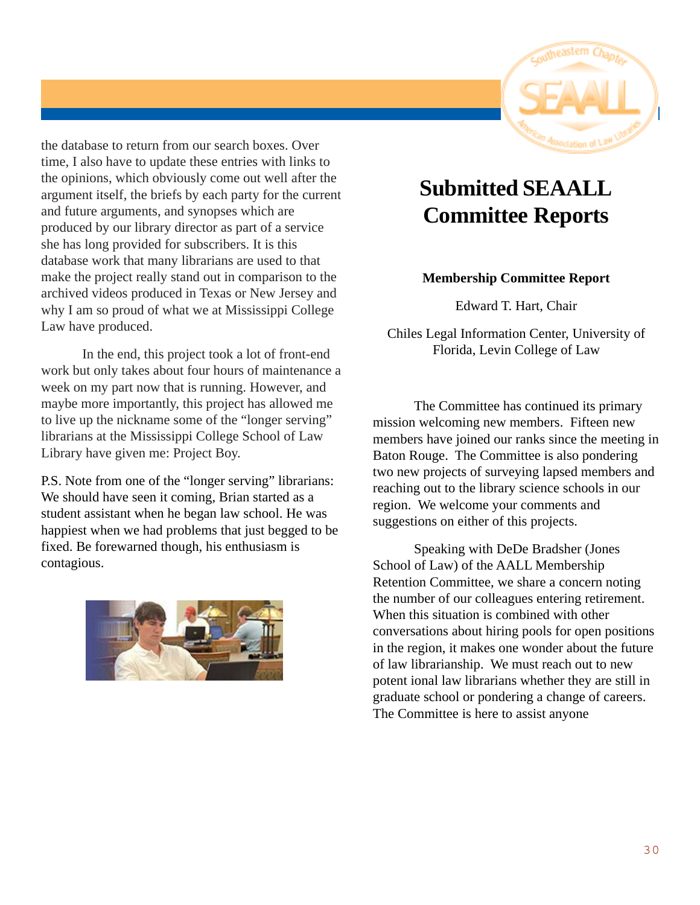the database to return from our search boxes. Over time, I also have to update these entries with links to the opinions, which obviously come out well after the argument itself, the briefs by each party for the current and future arguments, and synopses which are produced by our library director as part of a service she has long provided for subscribers. It is this database work that many librarians are used to that make the project really stand out in comparison to the archived videos produced in Texas or New Jersey and why I am so proud of what we at Mississippi College Law have produced.

In the end, this project took a lot of front-end work but only takes about four hours of maintenance a week on my part now that is running. However, and maybe more importantly, this project has allowed me to live up the nickname some of the "longer serving" librarians at the Mississippi College School of Law Library have given me: Project Boy.

P.S. Note from one of the "longer serving" librarians: We should have seen it coming, Brian started as a student assistant when he began law school. He was happiest when we had problems that just begged to be fixed. Be forewarned though, his enthusiasm is contagious.

# Submitted SEAALL Committee Reports

**Membership Committee Report**

Edward T. Hart, Chair

Chiles Legal Information Center, University of Florida, Levin College of Law

The Committee has continued its primary mission welcoming new members. Fifteen new members have joined our ranks since the meeting in Baton Rouge. The Committee is also pondering two new projects of surveying lapsed members and reaching out to the library science schools in our region. We welcome your comments and suggestions on either of this projects.

Speaking with DeDe Bradsher (Jones School of Law) of the AALL Membership Retention Committee, we share a concern noting the number of our colleagues entering retirement. When this situation is combined with other conversations about hiring pools for open positions in the region, it makes one wonder about the future of law librarianship. We must reach out to new potent ional law librarians whether they are still in graduate school or pondering a change of careers. The Committee is here to assist anyone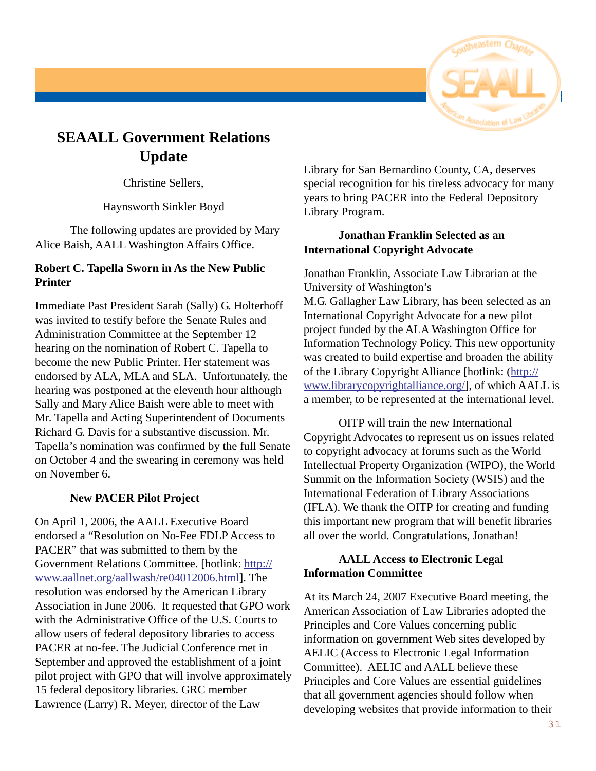# SEAALL Government Relations Update

Christine Sellers,

Haynsworth Sinkler Boyd

The following updates are provided by Mary Alice Baish, AALL Washington Affairs Office.

**Robert C. Tapella Sworn in As the New Public Printer**

Immediate Past President Sarah (Sally) G. Holterhoff was invited to testify before the Senate Rules and Administration Committee at the September 12 hearing on the nomination of Robert C. Tapella to become the new Public Printer. Her statement was endorsed by ALA, MLA and SLA. Unfortunately, the hearing was postponed at the eleventh hour although Sally and Mary Alice Baish were able to meet with Mr. Tapella and Acting Superintendent of Documents Richard G. Davis for a substantive discussion. Mr. Tapella's nomination was confirmed by the full Senate on October 4 and the swearing in ceremony was held on November 6.

**New PACER Pilot Project**

On April 1, 2006, the AALL Executive Board endorsed a "Resolution on No-Fee FDLP Access to PACER" that was submitted to them by the Government Relations Committee. [hotlink: http://www.aallnet.org/aallwash/re04012006.html]. The resolution was endorsed by the American Library Association in June 2006. It requested that GPO work with the Administrative Office of the U.S. Courts to allow users of federal depository libraries to access PACER at no-fee. The Judicial Conference met in September and approved the establishment of a joint pilot project with GPO that will involve approximately 15 federal depository libraries. GRC member Lawrence (Larry) R. Meyer, director of the Law Library for San Bernardino County, CA, deserves special recognition for his tireless advocacy for many years to bring PACER into the Federal Depository Library Program.

**Jonathan Franklin Selected as an International Copyright Advocate**

Jonathan Franklin, Associate Law Librarian at the University of Washington's M.G. Gallagher Law Library, has been selected as an International Copyright Advocate for a new pilot project funded by the ALA Washington Office for Information Technology Policy. This new opportunity was created to build expertise and broaden the ability of the Library Copyright Alliance [hotlink: (http://www.librarycopyrightalliance.org/], of which AALL is a member, to be represented at the international level.

OITP will train the new International Copyright Advocates to represent us on issues related to copyright advocacy at forums such as the World Intellectual Property Organization (WIPO), the World Summit on the Information Society (WSIS) and the International Federation of Library Associations (IFLA). We thank the OITP for creating and funding this important new program that will benefit libraries all over the world. Congratulations, Jonathan!

**AALL Access to Electronic Legal Information Committee**

At its March 24, 2007 Executive Board meeting, the American Association of Law Libraries adopted the Principles and Core Values concerning public information on government Web sites developed by AELIC (Access to Electronic Legal Information Committee). AELIC and AALL believe these Principles and Core Values are essential guidelines that all government agencies should follow when developing websites that provide information to their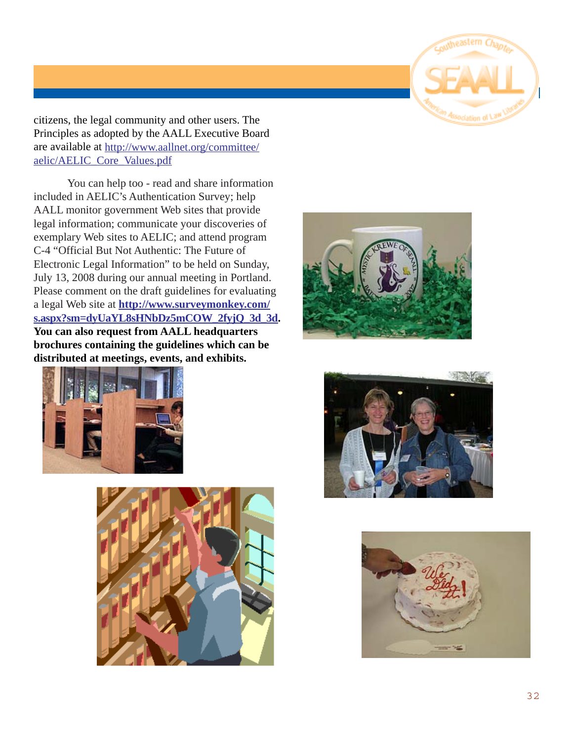citizens, the legal community and other users. The Principles as adopted by the AALL Executive Board are available at http://www.aallnet.org/committee/aelic/AELIC_Core_Values.pdf

You can help too - read and share information included in AELIC's Authentication Survey; help AALL monitor government Web sites that provide legal information; communicate your discoveries of exemplary Web sites to AELIC; and attend program C-4 "Official But Not Authentic: The Future of Electronic Legal Information" to be held on Sunday, July 13, 2008 during our annual meeting in Portland. Please comment on the draft guidelines for evaluating a legal Web site at **http://www.surveymonkey.com/s.aspx?sm=dyUaYL8sHNbDz5mCOW_2fyjQ_3d_3d**. **You can also request from AALL headquarters brochures containing the guidelines which can be distributed at meetings, events, and exhibits.**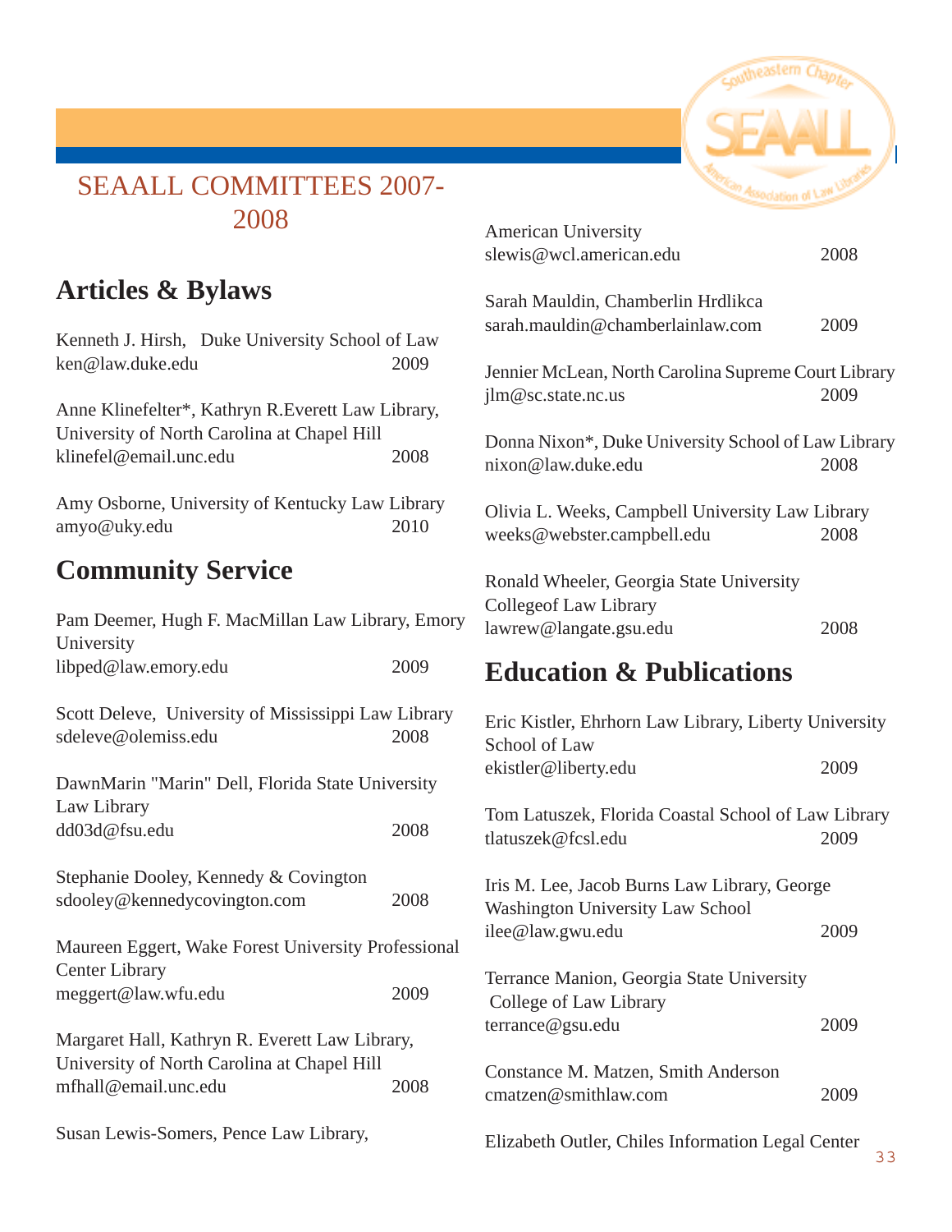# SEAALL COMMITTEES 2007-2008

## Articles & Bylaws

Kenneth J. Hirsh, Duke University School of Law
ken@law.duke.edu 2009

Anne Klinefelter*, Kathryn R.Everett Law Library, University of North Carolina at Chapel Hill
klinefel@email.unc.edu 2008

Amy Osborne, University of Kentucky Law Library
amyo@uky.edu 2010

## Community Service

Pam Deemer, Hugh F. MacMillan Law Library, Emory University
libped@law.emory.edu 2009

Scott Deleve, University of Mississippi Law Library
sdeleve@olemiss.edu 2008

DawnMarin "Marin" Dell, Florida State University Law Library
dd03d@fsu.edu 2008

Stephanie Dooley, Kennedy & Covington
sdooley@kennedycovington.com 2008

Maureen Eggert, Wake Forest University Professional Center Library
meggert@law.wfu.edu 2009

Margaret Hall, Kathryn R. Everett Law Library, University of North Carolina at Chapel Hill
mfhall@email.unc.edu 2008

Susan Lewis-Somers, Pence Law Library, American University
slewis@wcl.american.edu 2008

Sarah Mauldin, Chamberlin Hrdlikca
sarah.mauldin@chamberlainlaw.com 2009

Jennier McLean, North Carolina Supreme Court Library
jlm@sc.state.nc.us 2009

Donna Nixon*, Duke University School of Law Library
nixon@law.duke.edu 2008

Olivia L. Weeks, Campbell University Law Library
weeks@webster.campbell.edu 2008

Ronald Wheeler, Georgia State University Collegeof Law Library
lawrew@langate.gsu.edu 2008

## Education & Publications

Eric Kistler, Ehrhorn Law Library, Liberty University School of Law
ekistler@liberty.edu 2009

Tom Latuszek, Florida Coastal School of Law Library
tlatuszek@fcsl.edu 2009

Iris M. Lee, Jacob Burns Law Library, George Washington University Law School
ilee@law.gwu.edu 2009

Terrance Manion, Georgia State University College of Law Library
terrance@gsu.edu 2009

Constance M. Matzen, Smith Anderson
cmatzen@smithlaw.com 2009

Elizabeth Outler, Chiles Information Legal Center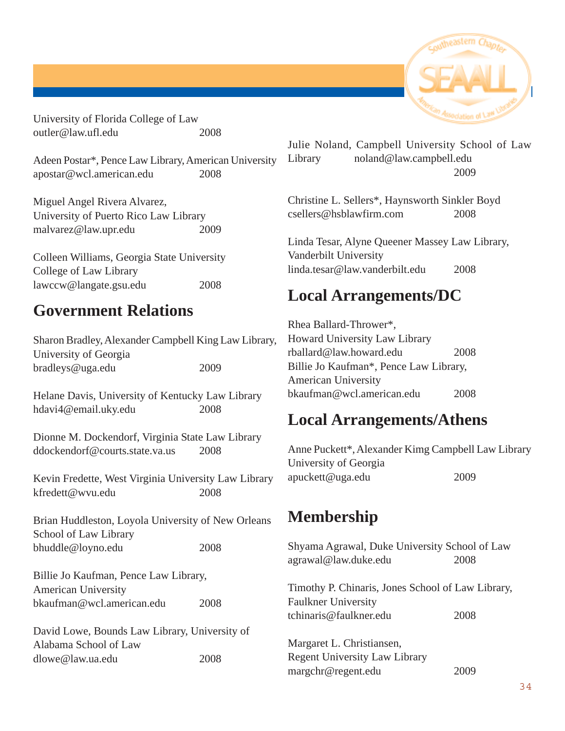University of Florida College of Law
outler@law.ufl.edu 2008

Adeen Postar*, Pence Law Library, American University
apostar@wcl.american.edu 2008

Miguel Angel Rivera Alvarez,
University of Puerto Rico Law Library
malvarez@law.upr.edu 2009

Colleen Williams, Georgia State University
College of Law Library
lawccw@langate.gsu.edu 2008

## Government Relations

Sharon Bradley, Alexander Campbell King Law Library,
University of Georgia
bradleys@uga.edu 2009

Helane Davis, University of Kentucky Law Library
hdavi4@email.uky.edu 2008

Dionne M. Dockendorf, Virginia State Law Library
ddockendorf@courts.state.va.us 2008

Kevin Fredette, West Virginia University Law Library
kfredett@wvu.edu 2008

Brian Huddleston, Loyola University of New Orleans
School of Law Library
bhuddle@loyno.edu 2008

Billie Jo Kaufman, Pence Law Library,
American University
bkaufman@wcl.american.edu 2008

David Lowe, Bounds Law Library, University of
Alabama School of Law
dlowe@law.ua.edu 2008

Julie Noland, Campbell University School of Law
Library noland@law.campbell.edu
2009

Christine L. Sellers*, Haynsworth Sinkler Boyd
csellers@hsblawfirm.com 2008

Linda Tesar, Alyne Queener Massey Law Library,
Vanderbilt University
linda.tesar@law.vanderbilt.edu 2008

## Local Arrangements/DC

Rhea Ballard-Thrower*,
Howard University Law Library
rballard@law.howard.edu 2008
Billie Jo Kaufman*, Pence Law Library,
American University
bkaufman@wcl.american.edu 2008

## Local Arrangements/Athens

Anne Puckett*, Alexander Kimg Campbell Law Library
University of Georgia
apuckett@uga.edu 2009

## Membership

Shyama Agrawal, Duke University School of Law
agrawal@law.duke.edu 2008

Timothy P. Chinaris, Jones School of Law Library,
Faulkner University
tchinaris@faulkner.edu 2008

Margaret L. Christiansen,
Regent University Law Library
margchr@regent.edu 2009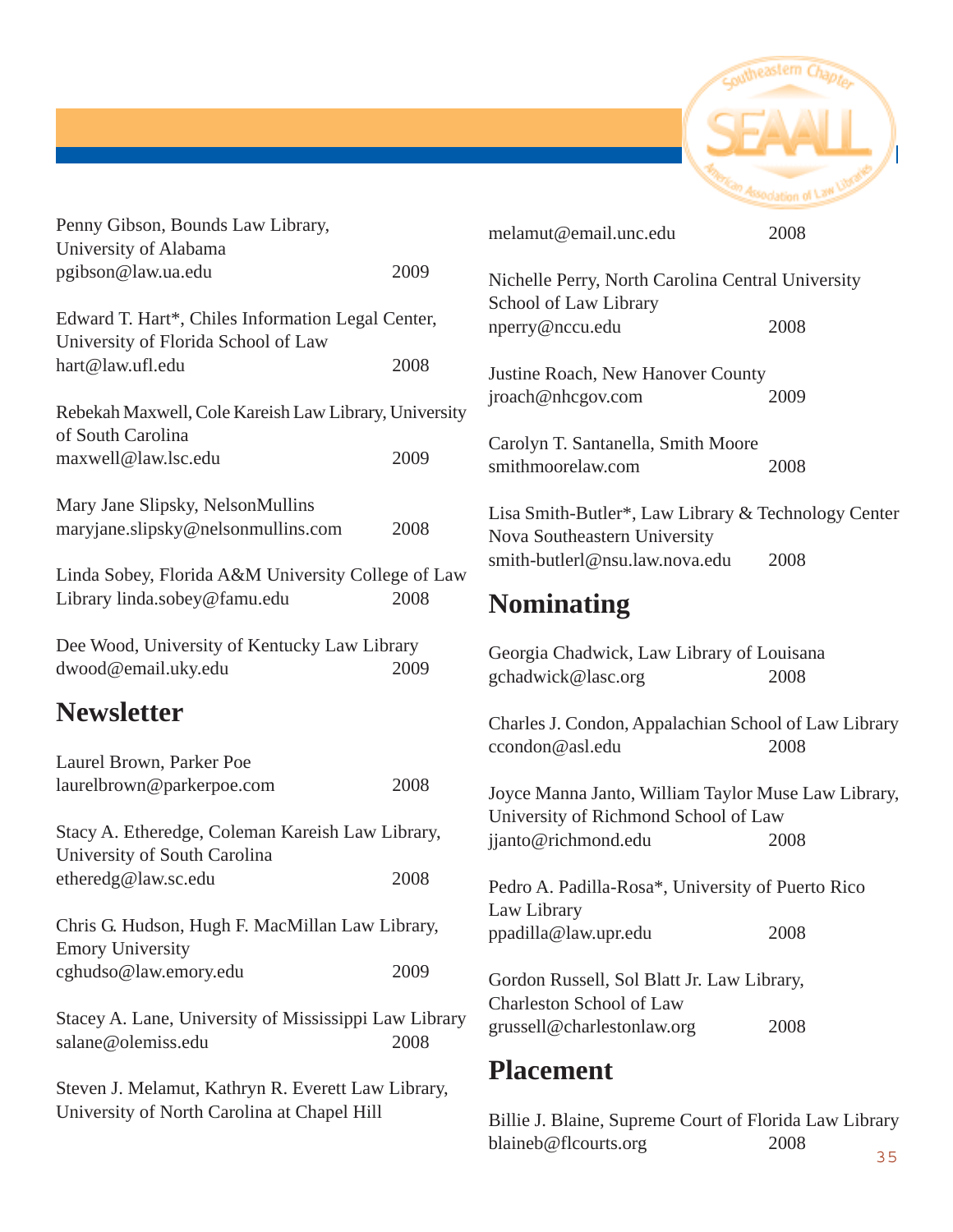Penny Gibson, Bounds Law Library, University of Alabama
pgibson@law.ua.edu 2009

Edward T. Hart*, Chiles Information Legal Center, University of Florida School of Law
hart@law.ufl.edu 2008

Rebekah Maxwell, Cole Kareish Law Library, University of South Carolina
maxwell@law.lsc.edu 2009

Mary Jane Slipsky, NelsonMullins
maryjane.slipsky@nelsonmullins.com 2008

Linda Sobey, Florida A&M University College of Law Library linda.sobey@famu.edu 2008

Dee Wood, University of Kentucky Law Library
dwood@email.uky.edu 2009

## Newsletter

Laurel Brown, Parker Poe
laurelbrown@parkerpoe.com 2008

Stacy A. Etheredge, Coleman Kareish Law Library, University of South Carolina
etheredg@law.sc.edu 2008

Chris G. Hudson, Hugh F. MacMillan Law Library, Emory University
cghudso@law.emory.edu 2009

Stacey A. Lane, University of Mississippi Law Library
salane@olemiss.edu 2008

Steven J. Melamut, Kathryn R. Everett Law Library, University of North Carolina at Chapel Hill
melamut@email.unc.edu 2008

Nichelle Perry, North Carolina Central University School of Law Library
nperry@nccu.edu 2008

Justine Roach, New Hanover County
jroach@nhcgov.com 2009

Carolyn T. Santanella, Smith Moore
smithmoorelaw.com 2008

Lisa Smith-Butler*, Law Library & Technology Center Nova Southeastern University
smith-butlerl@nsu.law.nova.edu 2008

## Nominating

Georgia Chadwick, Law Library of Louisana
gchadwick@lasc.org 2008

Charles J. Condon, Appalachian School of Law Library
ccondon@asl.edu 2008

Joyce Manna Janto, William Taylor Muse Law Library, University of Richmond School of Law
jjanto@richmond.edu 2008

Pedro A. Padilla-Rosa*, University of Puerto Rico Law Library
ppadilla@law.upr.edu 2008

Gordon Russell, Sol Blatt Jr. Law Library, Charleston School of Law
grussell@charlestonlaw.org 2008

## Placement

Billie J. Blaine, Supreme Court of Florida Law Library
blaineb@flcourts.org 2008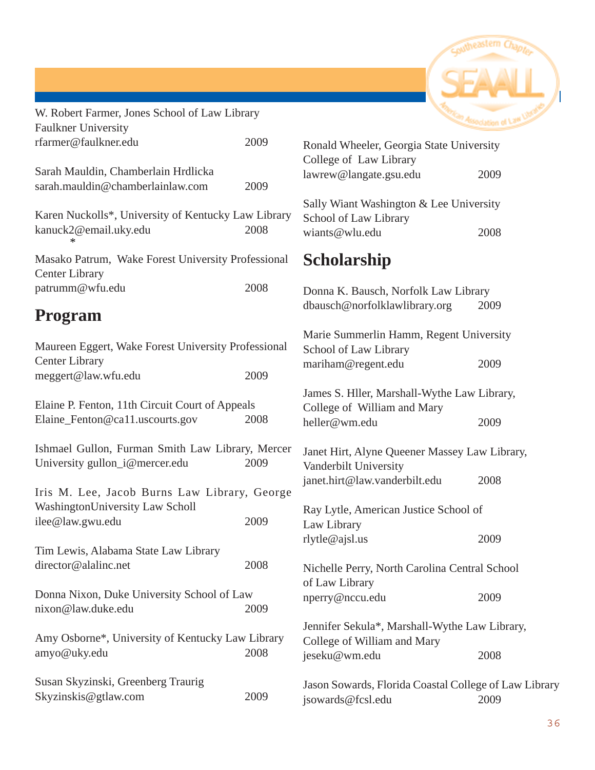W. Robert Farmer, Jones School of Law Library
Faulkner University
rfarmer@faulkner.edu 2009

Sarah Mauldin, Chamberlain Hrdlicka
sarah.mauldin@chamberlainlaw.com 2009

Karen Nuckolls*, University of Kentucky Law Library
kanuck2@email.uky.edu 2008
*

Masako Patrum, Wake Forest University Professional Center Library
patrumm@wfu.edu 2008

## Program

Maureen Eggert, Wake Forest University Professional Center Library
meggert@law.wfu.edu 2009

Elaine P. Fenton, 11th Circuit Court of Appeals
Elaine_Fenton@ca11.uscourts.gov 2008

Ishmael Gullon, Furman Smith Law Library, Mercer University gullon_i@mercer.edu 2009

Iris M. Lee, Jacob Burns Law Library, George WashingtonUniversity Law Scholl
ilee@law.gwu.edu 2009

Tim Lewis, Alabama State Law Library
director@alalinc.net 2008

Donna Nixon, Duke University School of Law
nixon@law.duke.edu 2009

Amy Osborne*, University of Kentucky Law Library
amyo@uky.edu 2008

Susan Skyzinski, Greenberg Traurig
Skyzinskis@gtlaw.com 2009

Ronald Wheeler, Georgia State University College of Law Library
lawrew@langate.gsu.edu 2009

Sally Wiant Washington & Lee University School of Law Library
wiants@wlu.edu 2008

## Scholarship

Donna K. Bausch, Norfolk Law Library
dbausch@norfolklawlibrary.org 2009

Marie Summerlin Hamm, Regent University School of Law Library
mariham@regent.edu 2009

James S. Hller, Marshall-Wythe Law Library, College of William and Mary
heller@wm.edu 2009

Janet Hirt, Alyne Queener Massey Law Library, Vanderbilt University
janet.hirt@law.vanderbilt.edu 2008

Ray Lytle, American Justice School of Law Library
rlytle@ajsl.us 2009

Nichelle Perry, North Carolina Central School of Law Library
nperry@nccu.edu 2009

Jennifer Sekula*, Marshall-Wythe Law Library, College of William and Mary
jeseku@wm.edu 2008

Jason Sowards, Florida Coastal College of Law Library
jsowards@fcsl.edu 2009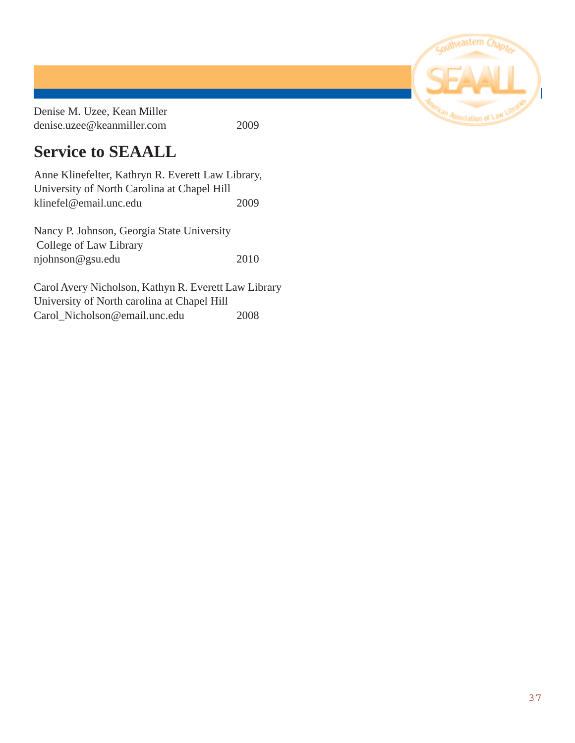Denise M. Uzee, Kean Miller
denise.uzee@keanmiller.com 2009

## Service to SEAALL

Anne Klinefelter, Kathryn R. Everett Law Library,
University of North Carolina at Chapel Hill
klinefel@email.unc.edu 2009

Nancy P. Johnson, Georgia State University
College of Law Library
njohnson@gsu.edu 2010

Carol Avery Nicholson, Kathyn R. Everett Law Library
University of North carolina at Chapel Hill
Carol_Nicholson@email.unc.edu 2008